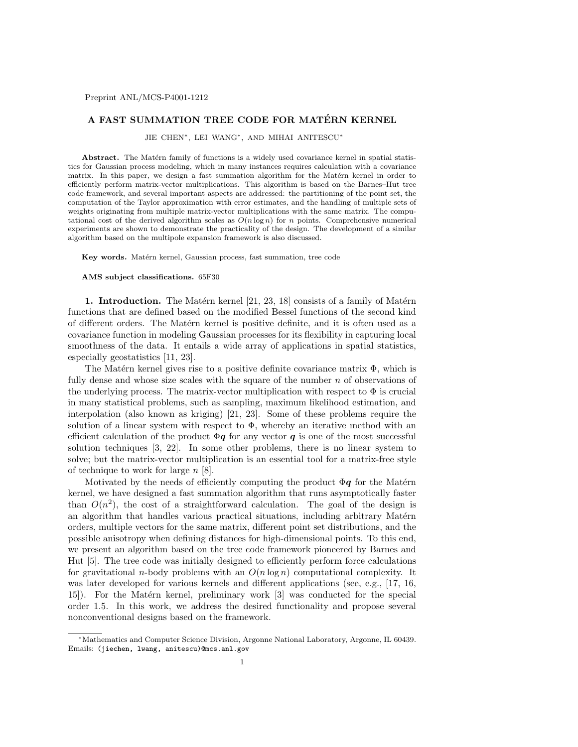Preprint ANL/MCS-P4001-1212

# A FAST SUMMATION TREE CODE FOR MATÉRN KERNEL

JIE CHEN*, LEI WANG*, AND MIHAI ANITESCU*

**Abstract.** The Matérn family of functions is a widely used covariance kernel in spatial statistics for Gaussian process modeling, which in many instances requires calculation with a covariance matrix. In this paper, we design a fast summation algorithm for the Matérn kernel in order to efficiently perform matrix-vector multiplications. This algorithm is based on the Barnes–Hut tree code framework, and several important aspects are addressed: the partitioning of the point set, the computation of the Taylor approximation with error estimates, and the handling of multiple sets of weights originating from multiple matrix-vector multiplications with the same matrix. The computational cost of the derived algorithm scales as $O(n \log n)$ for $n$ points. Comprehensive numerical experiments are shown to demonstrate the practicality of the design. The development of a similar algorithm based on the multipole expansion framework is also discussed.

**Key words.** Matérn kernel, Gaussian process, fast summation, tree code

**AMS subject classifications.** 65F30

## 1. Introduction.

The Matérn kernel [21, 23, 18] consists of a family of Matérn functions that are defined based on the modified Bessel functions of the second kind of different orders. The Matérn kernel is positive definite, and it is often used as a covariance function in modeling Gaussian processes for its flexibility in capturing local smoothness of the data. It entails a wide array of applications in spatial statistics, especially geostatistics [11, 23].

The Matérn kernel gives rise to a positive definite covariance matrix $\Phi$, which is fully dense and whose size scales with the square of the number $n$ of observations of the underlying process. The matrix-vector multiplication with respect to $\Phi$ is crucial in many statistical problems, such as sampling, maximum likelihood estimation, and interpolation (also known as kriging) [21, 23]. Some of these problems require the solution of a linear system with respect to $\Phi$, whereby an iterative method with an efficient calculation of the product $\Phi \boldsymbol{q}$ for any vector $\boldsymbol{q}$ is one of the most successful solution techniques [3, 22]. In some other problems, there is no linear system to solve; but the matrix-vector multiplication is an essential tool for a matrix-free style of technique to work for large $n$ [8].

Motivated by the needs of efficiently computing the product $\Phi \boldsymbol{q}$ for the Matérn kernel, we have designed a fast summation algorithm that runs asymptotically faster than $O(n^2)$, the cost of a straightforward calculation. The goal of the design is an algorithm that handles various practical situations, including arbitrary Matérn orders, multiple vectors for the same matrix, different point set distributions, and the possible anisotropy when defining distances for high-dimensional points. To this end, we present an algorithm based on the tree code framework pioneered by Barnes and Hut [5]. The tree code was initially designed to efficiently perform force calculations for gravitational $n$-body problems with an $O(n \log n)$ computational complexity. It was later developed for various kernels and different applications (see, e.g., [17, 16, 15]). For the Matérn kernel, preliminary work [3] was conducted for the special order 1.5. In this work, we address the desired functionality and propose several nonconventional designs based on the framework.

*Mathematics and Computer Science Division, Argonne National Laboratory, Argonne, IL 60439. Emails: (jiechen, lwang, anitescu)@mcs.anl.gov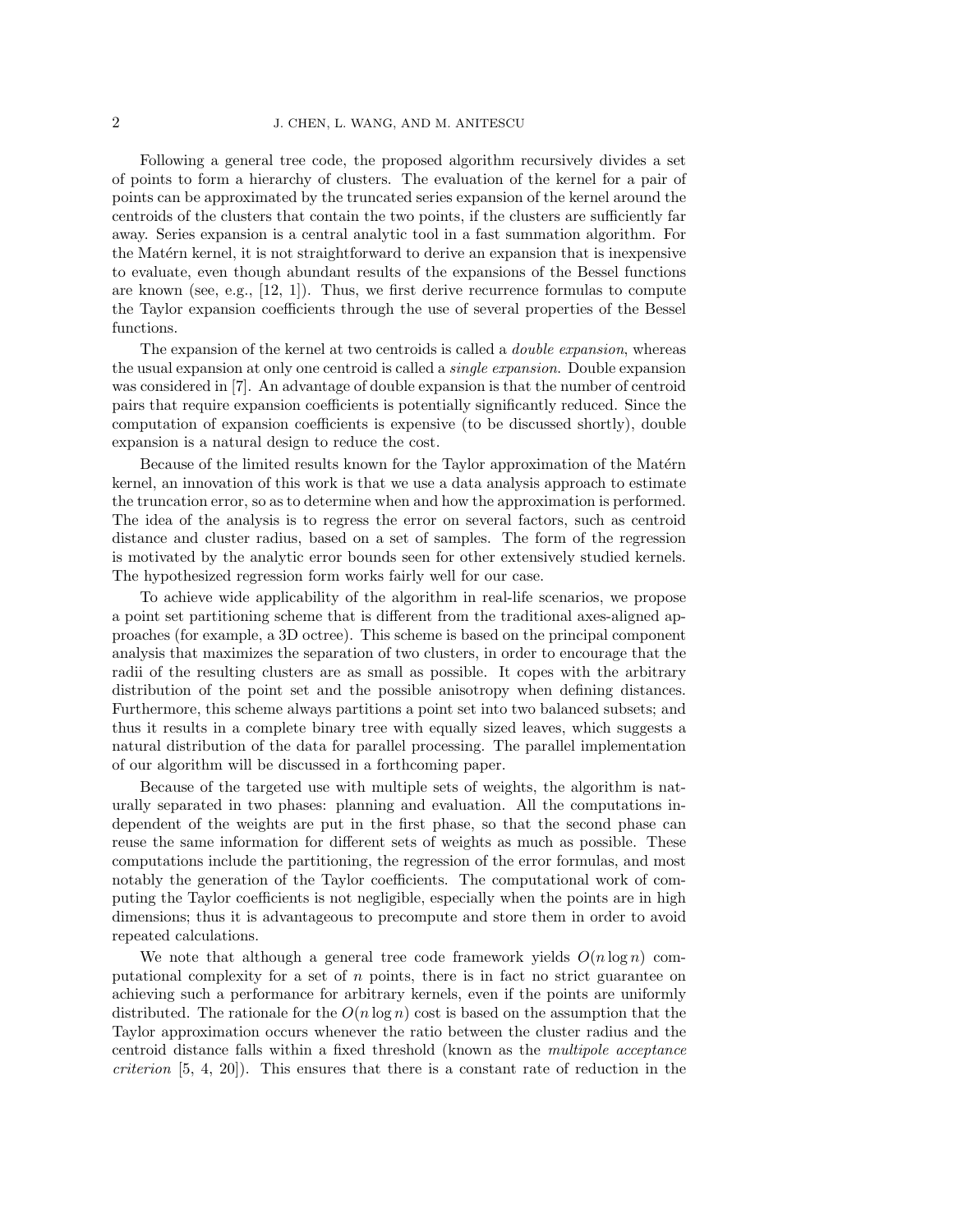Following a general tree code, the proposed algorithm recursively divides a set of points to form a hierarchy of clusters. The evaluation of the kernel for a pair of points can be approximated by the truncated series expansion of the kernel around the centroids of the clusters that contain the two points, if the clusters are sufficiently far away. Series expansion is a central analytic tool in a fast summation algorithm. For the Matérn kernel, it is not straightforward to derive an expansion that is inexpensive to evaluate, even though abundant results of the expansions of the Bessel functions are known (see, e.g., [12, 1]). Thus, we first derive recurrence formulas to compute the Taylor expansion coefficients through the use of several properties of the Bessel functions.

The expansion of the kernel at two centroids is called a *double expansion*, whereas the usual expansion at only one centroid is called a *single expansion*. Double expansion was considered in [7]. An advantage of double expansion is that the number of centroid pairs that require expansion coefficients is potentially significantly reduced. Since the computation of expansion coefficients is expensive (to be discussed shortly), double expansion is a natural design to reduce the cost.

Because of the limited results known for the Taylor approximation of the Matérn kernel, an innovation of this work is that we use a data analysis approach to estimate the truncation error, so as to determine when and how the approximation is performed. The idea of the analysis is to regress the error on several factors, such as centroid distance and cluster radius, based on a set of samples. The form of the regression is motivated by the analytic error bounds seen for other extensively studied kernels. The hypothesized regression form works fairly well for our case.

To achieve wide applicability of the algorithm in real-life scenarios, we propose a point set partitioning scheme that is different from the traditional axes-aligned approaches (for example, a 3D octree). This scheme is based on the principal component analysis that maximizes the separation of two clusters, in order to encourage that the radii of the resulting clusters are as small as possible. It copes with the arbitrary distribution of the point set and the possible anisotropy when defining distances. Furthermore, this scheme always partitions a point set into two balanced subsets; and thus it results in a complete binary tree with equally sized leaves, which suggests a natural distribution of the data for parallel processing. The parallel implementation of our algorithm will be discussed in a forthcoming paper.

Because of the targeted use with multiple sets of weights, the algorithm is naturally separated in two phases: planning and evaluation. All the computations independent of the weights are put in the first phase, so that the second phase can reuse the same information for different sets of weights as much as possible. These computations include the partitioning, the regression of the error formulas, and most notably the generation of the Taylor coefficients. The computational work of computing the Taylor coefficients is not negligible, especially when the points are in high dimensions; thus it is advantageous to precompute and store them in order to avoid repeated calculations.

We note that although a general tree code framework yields $O(n \log n)$ computational complexity for a set of $n$ points, there is in fact no strict guarantee on achieving such a performance for arbitrary kernels, even if the points are uniformly distributed. The rationale for the $O(n \log n)$ cost is based on the assumption that the Taylor approximation occurs whenever the ratio between the cluster radius and the centroid distance falls within a fixed threshold (known as the *multipole acceptance criterion* [5, 4, 20]). This ensures that there is a constant rate of reduction in the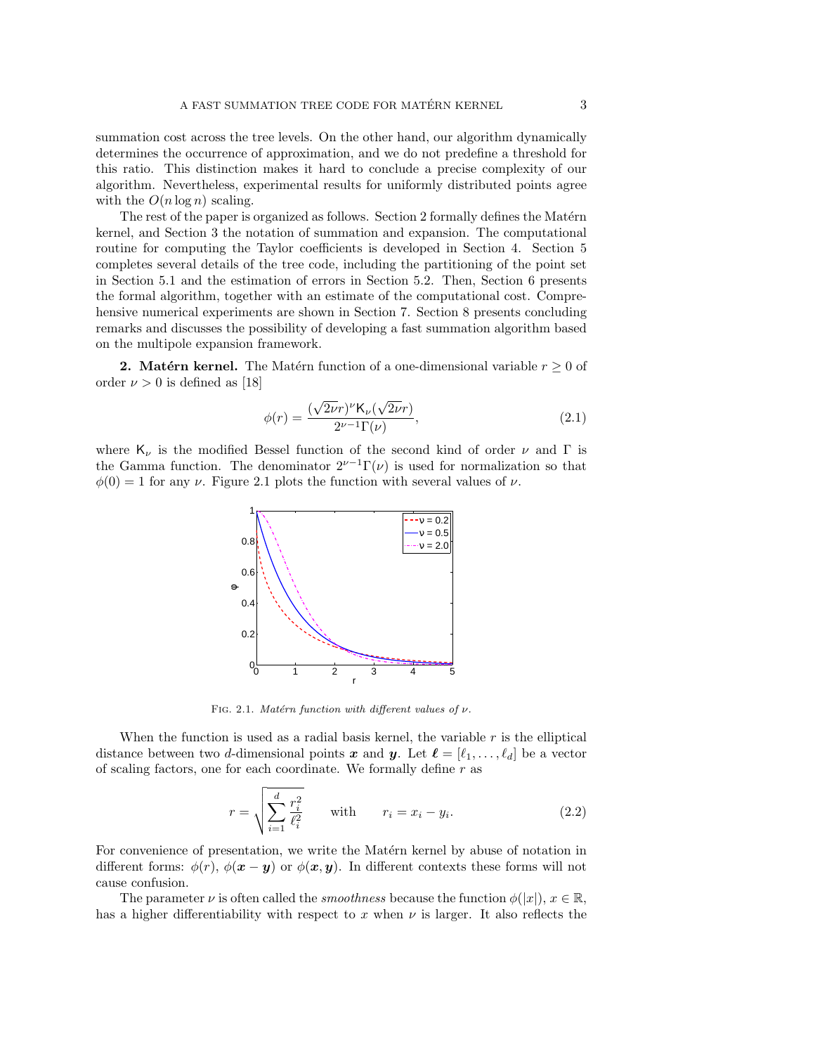summation cost across the tree levels. On the other hand, our algorithm dynamically determines the occurrence of approximation, and we do not predefine a threshold for this ratio. This distinction makes it hard to conclude a precise complexity of our algorithm. Nevertheless, experimental results for uniformly distributed points agree with the $O(n \log n)$ scaling.

The rest of the paper is organized as follows. Section 2 formally defines the Matérn kernel, and Section 3 the notation of summation and expansion. The computational routine for computing the Taylor coefficients is developed in Section 4. Section 5 completes several details of the tree code, including the partitioning of the point set in Section 5.1 and the estimation of errors in Section 5.2. Then, Section 6 presents the formal algorithm, together with an estimate of the computational cost. Comprehensive numerical experiments are shown in Section 7. Section 8 presents concluding remarks and discusses the possibility of developing a fast summation algorithm based on the multipole expansion framework.

**2. Matérn kernel.** The Matérn function of a one-dimensional variable $r \geq 0$ of order $\nu > 0$ is defined as [18]

$$\phi(r) = \frac{(\sqrt{2\nu}r)^\nu \mathsf{K}_\nu(\sqrt{2\nu}r)}{2^{\nu-1}\Gamma(\nu)}, \tag{2.1}$$

where $\mathsf{K}_\nu$ is the modified Bessel function of the second kind of order $\nu$ and $\Gamma$ is the Gamma function. The denominator $2^{\nu-1}\Gamma(\nu)$ is used for normalization so that $\phi(0) = 1$ for any $\nu$. Figure 2.1 plots the function with several values of $\nu$.

FIG. 2.1. *Matérn function with different values of $\nu$.*

When the function is used as a radial basis kernel, the variable $r$ is the elliptical distance between two $d$-dimensional points $\boldsymbol{x}$ and $\boldsymbol{y}$. Let $\boldsymbol{\ell} = [\ell_1, \ldots, \ell_d]$ be a vector of scaling factors, one for each coordinate. We formally define $r$ as

$$r = \sqrt{\sum_{i=1}^{d} \frac{r_i^2}{\ell_i^2}} \qquad \text{with} \qquad r_i = x_i - y_i. \tag{2.2}$$

For convenience of presentation, we write the Matérn kernel by abuse of notation in different forms: $\phi(r)$, $\phi(\boldsymbol{x} - \boldsymbol{y})$ or $\phi(\boldsymbol{x}, \boldsymbol{y})$. In different contexts these forms will not cause confusion.

The parameter $\nu$ is often called the *smoothness* because the function $\phi(|x|)$, $x \in \mathbb{R}$, has a higher differentiability with respect to $x$ when $\nu$ is larger. It also reflects the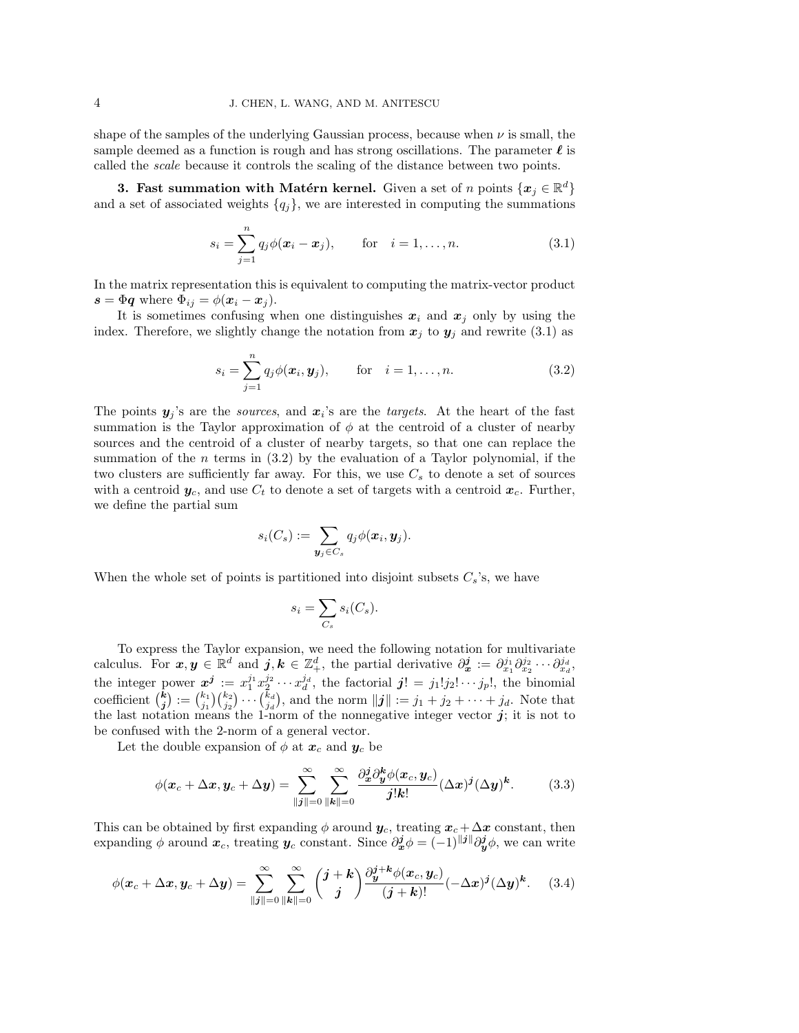shape of the samples of the underlying Gaussian process, because when $\nu$ is small, the sample deemed as a function is rough and has strong oscillations. The parameter $\boldsymbol{\ell}$ is called the *scale* because it controls the scaling of the distance between two points.

## 3. Fast summation with Matérn kernel.

Given a set of $n$ points $\{\boldsymbol{x}_j \in \mathbb{R}^d\}$ and a set of associated weights $\{q_j\}$, we are interested in computing the summations

$$s_i = \sum_{j=1}^{n} q_j \phi(\boldsymbol{x}_i - \boldsymbol{x}_j), \qquad \text{for} \quad i = 1, \ldots, n. \tag{3.1}$$

In the matrix representation this is equivalent to computing the matrix-vector product $\boldsymbol{s} = \Phi \boldsymbol{q}$ where $\Phi_{ij} = \phi(\boldsymbol{x}_i - \boldsymbol{x}_j)$.

It is sometimes confusing when one distinguishes $\boldsymbol{x}_i$ and $\boldsymbol{x}_j$ only by using the index. Therefore, we slightly change the notation from $\boldsymbol{x}_j$ to $\boldsymbol{y}_j$ and rewrite (3.1) as

$$s_i = \sum_{j=1}^{n} q_j \phi(\boldsymbol{x}_i, \boldsymbol{y}_j), \qquad \text{for} \quad i = 1, \ldots, n. \tag{3.2}$$

The points $\boldsymbol{y}_j$'s are the *sources*, and $\boldsymbol{x}_i$'s are the *targets*. At the heart of the fast summation is the Taylor approximation of $\phi$ at the centroid of a cluster of nearby sources and the centroid of a cluster of nearby targets, so that one can replace the summation of the $n$ terms in (3.2) by the evaluation of a Taylor polynomial, if the two clusters are sufficiently far away. For this, we use $C_s$ to denote a set of sources with a centroid $\boldsymbol{y}_c$, and use $C_t$ to denote a set of targets with a centroid $\boldsymbol{x}_c$. Further, we define the partial sum

$$s_i(C_s) := \sum_{\boldsymbol{y}_j \in C_s} q_j \phi(\boldsymbol{x}_i, \boldsymbol{y}_j).$$

When the whole set of points is partitioned into disjoint subsets $C_s$'s, we have

$$s_i = \sum_{C_s} s_i(C_s).$$

To express the Taylor expansion, we need the following notation for multivariate calculus. For $\boldsymbol{x}, \boldsymbol{y} \in \mathbb{R}^d$ and $\boldsymbol{j}, \boldsymbol{k} \in \mathbb{Z}_+^d$, the partial derivative $\partial_{\boldsymbol{x}}^{\boldsymbol{j}} := \partial_{x_1}^{j_1} \partial_{x_2}^{j_2} \cdots \partial_{x_d}^{j_d}$, the integer power $\boldsymbol{x}^{\boldsymbol{j}} := x_1^{j_1} x_2^{j_2} \cdots x_d^{j_d}$, the factorial $\boldsymbol{j}! = j_1! j_2! \cdots j_p!$, the binomial coefficient $\binom{\boldsymbol{k}}{\boldsymbol{j}} := \binom{k_1}{j_1}\binom{k_2}{j_2} \cdots \binom{k_d}{j_d}$, and the norm $\|\boldsymbol{j}\| := j_1 + j_2 + \cdots + j_d$. Note that the last notation means the 1-norm of the nonnegative integer vector $\boldsymbol{j}$; it is not to be confused with the 2-norm of a general vector.

Let the double expansion of $\phi$ at $\boldsymbol{x}_c$ and $\boldsymbol{y}_c$ be

$$\phi(\boldsymbol{x}_c + \Delta \boldsymbol{x}, \boldsymbol{y}_c + \Delta \boldsymbol{y}) = \sum_{\|\boldsymbol{j}\|=0}^{\infty} \sum_{\|\boldsymbol{k}\|=0}^{\infty} \frac{\partial_{\boldsymbol{x}}^{\boldsymbol{j}} \partial_{\boldsymbol{y}}^{\boldsymbol{k}} \phi(\boldsymbol{x}_c, \boldsymbol{y}_c)}{\boldsymbol{j}! \boldsymbol{k}!} (\Delta \boldsymbol{x})^{\boldsymbol{j}} (\Delta \boldsymbol{y})^{\boldsymbol{k}}. \tag{3.3}$$

This can be obtained by first expanding $\phi$ around $\boldsymbol{y}_c$, treating $\boldsymbol{x}_c + \Delta \boldsymbol{x}$ constant, then expanding $\phi$ around $\boldsymbol{x}_c$, treating $\boldsymbol{y}_c$ constant. Since $\partial_{\boldsymbol{x}}^{\boldsymbol{j}} \phi = (-1)^{\|\boldsymbol{j}\|} \partial_{\boldsymbol{y}}^{\boldsymbol{j}} \phi$, we can write

$$\phi(\boldsymbol{x}_c + \Delta \boldsymbol{x}, \boldsymbol{y}_c + \Delta \boldsymbol{y}) = \sum_{\|\boldsymbol{j}\|=0}^{\infty} \sum_{\|\boldsymbol{k}\|=0}^{\infty} \binom{\boldsymbol{j}+\boldsymbol{k}}{\boldsymbol{j}} \frac{\partial_{\boldsymbol{y}}^{\boldsymbol{j}+\boldsymbol{k}} \phi(\boldsymbol{x}_c, \boldsymbol{y}_c)}{(\boldsymbol{j}+\boldsymbol{k})!} (-\Delta \boldsymbol{x})^{\boldsymbol{j}} (\Delta \boldsymbol{y})^{\boldsymbol{k}}. \tag{3.4}$$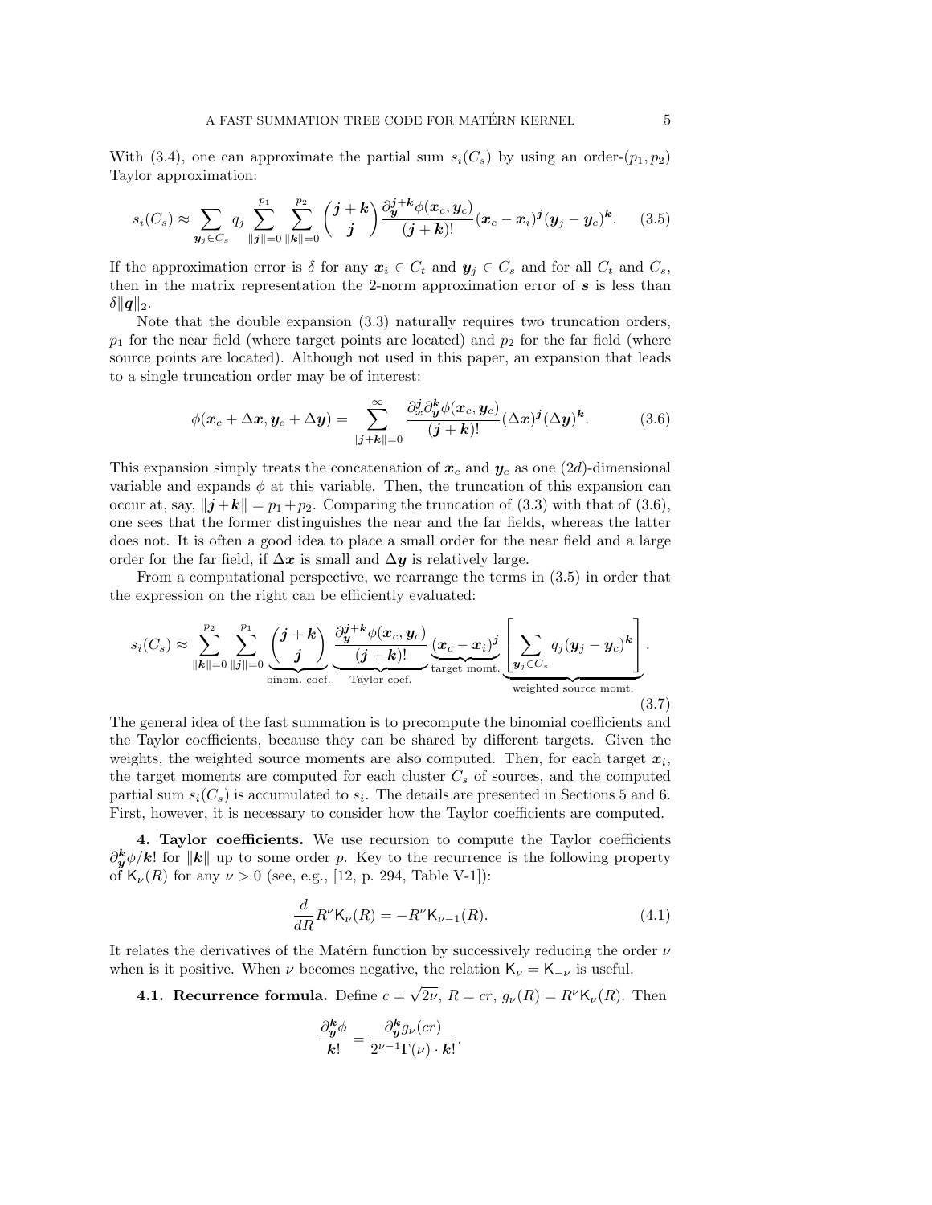With (3.4), one can approximate the partial sum $s_i(C_s)$ by using an order-$(p_1, p_2)$ Taylor approximation:

$$s_i(C_s) \approx \sum_{\boldsymbol{y}_j \in C_s} q_j \sum_{\|\boldsymbol{j}\|=0}^{p_1} \sum_{\|\boldsymbol{k}\|=0}^{p_2} \binom{\boldsymbol{j}+\boldsymbol{k}}{\boldsymbol{j}} \frac{\partial_{\boldsymbol{y}}^{\boldsymbol{j}+\boldsymbol{k}} \phi(\boldsymbol{x}_c, \boldsymbol{y}_c)}{(\boldsymbol{j}+\boldsymbol{k})!} (\boldsymbol{x}_c - \boldsymbol{x}_i)^{\boldsymbol{j}} (\boldsymbol{y}_j - \boldsymbol{y}_c)^{\boldsymbol{k}}. \tag{3.5}$$

If the approximation error is $\delta$ for any $\boldsymbol{x}_i \in C_t$ and $\boldsymbol{y}_j \in C_s$ and for all $C_t$ and $C_s$, then in the matrix representation the 2-norm approximation error of $\boldsymbol{s}$ is less than $\delta \|\boldsymbol{q}\|_2$.

Note that the double expansion (3.3) naturally requires two truncation orders, $p_1$ for the near field (where target points are located) and $p_2$ for the far field (where source points are located). Although not used in this paper, an expansion that leads to a single truncation order may be of interest:

$$\phi(\boldsymbol{x}_c + \Delta\boldsymbol{x}, \boldsymbol{y}_c + \Delta\boldsymbol{y}) = \sum_{\|\boldsymbol{j}+\boldsymbol{k}\|=0}^{\infty} \frac{\partial_{\boldsymbol{x}}^{\boldsymbol{j}} \partial_{\boldsymbol{y}}^{\boldsymbol{k}} \phi(\boldsymbol{x}_c, \boldsymbol{y}_c)}{(\boldsymbol{j}+\boldsymbol{k})!} (\Delta\boldsymbol{x})^{\boldsymbol{j}} (\Delta\boldsymbol{y})^{\boldsymbol{k}}. \tag{3.6}$$

This expansion simply treats the concatenation of $\boldsymbol{x}_c$ and $\boldsymbol{y}_c$ as one $(2d)$-dimensional variable and expands $\phi$ at this variable. Then, the truncation of this expansion can occur at, say, $\|\boldsymbol{j}+\boldsymbol{k}\| = p_1 + p_2$. Comparing the truncation of (3.3) with that of (3.6), one sees that the former distinguishes the near and the far fields, whereas the latter does not. It is often a good idea to place a small order for the near field and a large order for the far field, if $\Delta\boldsymbol{x}$ is small and $\Delta\boldsymbol{y}$ is relatively large.

From a computational perspective, we rearrange the terms in (3.5) in order that the expression on the right can be efficiently evaluated:

$$s_i(C_s) \approx \sum_{\|\boldsymbol{k}\|=0}^{p_2} \sum_{\|\boldsymbol{j}\|=0}^{p_1} \underbrace{\binom{\boldsymbol{j}+\boldsymbol{k}}{\boldsymbol{j}}}_{\text{binom. coef.}} \underbrace{\frac{\partial_{\boldsymbol{y}}^{\boldsymbol{j}+\boldsymbol{k}} \phi(\boldsymbol{x}_c, \boldsymbol{y}_c)}{(\boldsymbol{j}+\boldsymbol{k})!}}_{\text{Taylor coef.}} \underbrace{(\boldsymbol{x}_c - \boldsymbol{x}_i)^{\boldsymbol{j}}}_{\text{target momt.}} \underbrace{\left[ \sum_{\boldsymbol{y}_j \in C_s} q_j (\boldsymbol{y}_j - \boldsymbol{y}_c)^{\boldsymbol{k}} \right]}_{\text{weighted source momt.}}. \tag{3.7}$$

The general idea of the fast summation is to precompute the binomial coefficients and the Taylor coefficients, because they can be shared by different targets. Given the weights, the weighted source moments are also computed. Then, for each target $\boldsymbol{x}_i$, the target moments are computed for each cluster $C_s$ of sources, and the computed partial sum $s_i(C_s)$ is accumulated to $s_i$. The details are presented in Sections 5 and 6. First, however, it is necessary to consider how the Taylor coefficients are computed.

## 4. Taylor coefficients.

We use recursion to compute the Taylor coefficients $\partial_{\boldsymbol{y}}^{\boldsymbol{k}} \phi / \boldsymbol{k}!$ for $\|\boldsymbol{k}\|$ up to some order $p$. Key to the recurrence is the following property of $\mathsf{K}_\nu(R)$ for any $\nu > 0$ (see, e.g., [12, p. 294, Table V-1]):

$$\frac{d}{dR} R^\nu \mathsf{K}_\nu(R) = -R^\nu \mathsf{K}_{\nu-1}(R). \tag{4.1}$$

It relates the derivatives of the Matérn function by successively reducing the order $\nu$ when is it positive. When $\nu$ becomes negative, the relation $\mathsf{K}_\nu = \mathsf{K}_{-\nu}$ is useful.

### 4.1. Recurrence formula.

Define $c = \sqrt{2\nu}$, $R = cr$, $g_\nu(R) = R^\nu \mathsf{K}_\nu(R)$. Then

$$\frac{\partial_{\boldsymbol{y}}^{\boldsymbol{k}} \phi}{\boldsymbol{k}!} = \frac{\partial_{\boldsymbol{y}}^{\boldsymbol{k}} g_\nu(cr)}{2^{\nu-1} \Gamma(\nu) \cdot \boldsymbol{k}!}.$$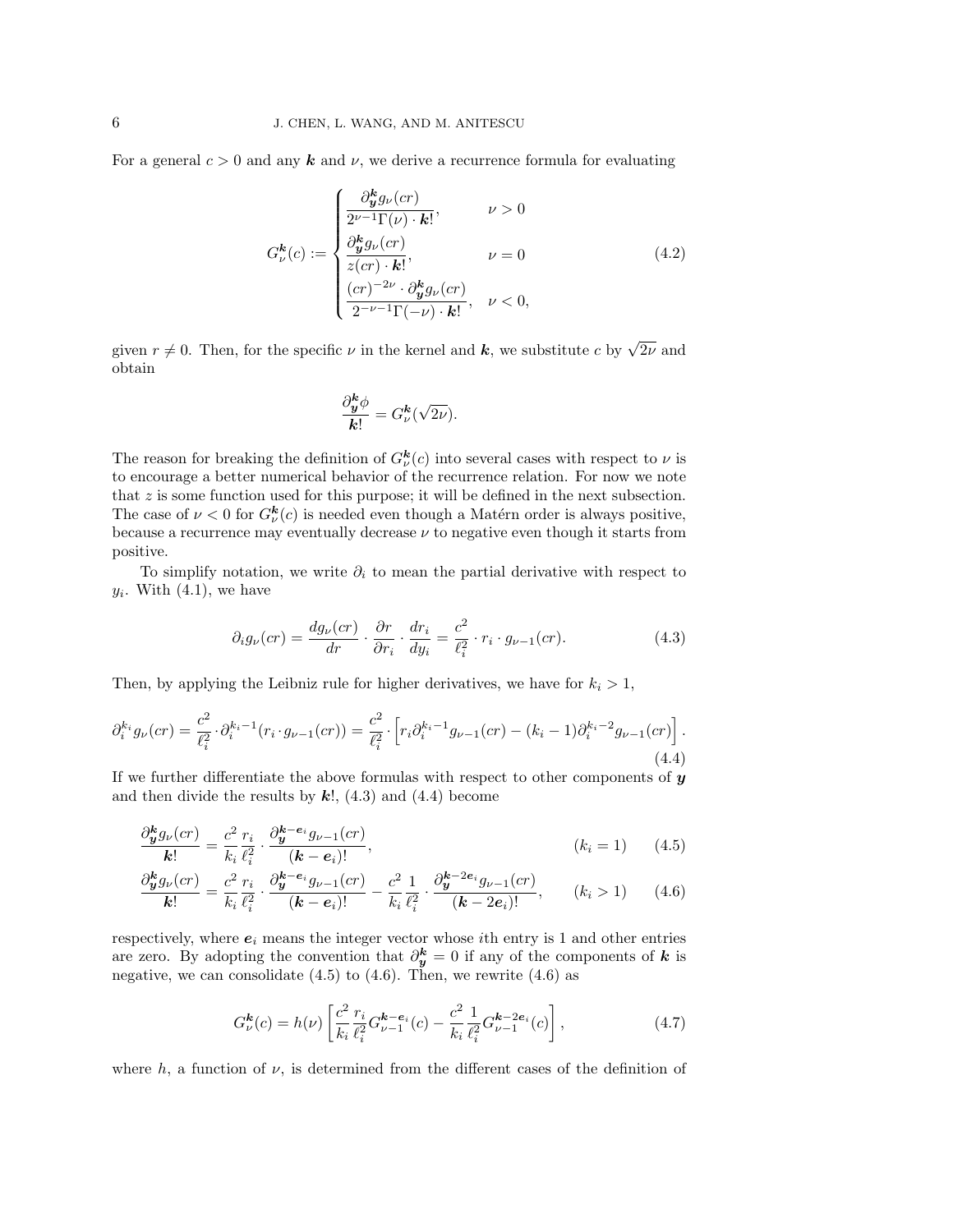For a general $c > 0$ and any $\boldsymbol{k}$ and $\nu$, we derive a recurrence formula for evaluating

$$G_\nu^{\boldsymbol{k}}(c) := \begin{cases} \dfrac{\partial_{\boldsymbol{y}}^{\boldsymbol{k}} g_\nu(cr)}{2^{\nu-1}\Gamma(\nu) \cdot \boldsymbol{k}!}, & \nu > 0 \\ \dfrac{\partial_{\boldsymbol{y}}^{\boldsymbol{k}} g_\nu(cr)}{z(cr) \cdot \boldsymbol{k}!}, & \nu = 0 \\ \dfrac{(cr)^{-2\nu} \cdot \partial_{\boldsymbol{y}}^{\boldsymbol{k}} g_\nu(cr)}{2^{-\nu-1}\Gamma(-\nu) \cdot \boldsymbol{k}!}, & \nu < 0, \end{cases} \tag{4.2}$$

given $r \neq 0$. Then, for the specific $\nu$ in the kernel and $\boldsymbol{k}$, we substitute $c$ by $\sqrt{2\nu}$ and obtain

$$\frac{\partial_{\boldsymbol{y}}^{\boldsymbol{k}} \phi}{\boldsymbol{k}!} = G_\nu^{\boldsymbol{k}}(\sqrt{2\nu}).$$

The reason for breaking the definition of $G_\nu^{\boldsymbol{k}}(c)$ into several cases with respect to $\nu$ is to encourage a better numerical behavior of the recurrence relation. For now we note that $z$ is some function used for this purpose; it will be defined in the next subsection. The case of $\nu < 0$ for $G_\nu^{\boldsymbol{k}}(c)$ is needed even though a Matérn order is always positive, because a recurrence may eventually decrease $\nu$ to negative even though it starts from positive.

To simplify notation, we write $\partial_i$ to mean the partial derivative with respect to $y_i$. With (4.1), we have

$$\partial_i g_\nu(cr) = \frac{d g_\nu(cr)}{dr} \cdot \frac{\partial r}{\partial r_i} \cdot \frac{dr_i}{dy_i} = \frac{c^2}{\ell_i^2} \cdot r_i \cdot g_{\nu-1}(cr). \tag{4.3}$$

Then, by applying the Leibniz rule for higher derivatives, we have for $k_i > 1$,

$$\partial_i^{k_i} g_\nu(cr) = \frac{c^2}{\ell_i^2} \cdot \partial_i^{k_i-1}(r_i \cdot g_{\nu-1}(cr)) = \frac{c^2}{\ell_i^2} \cdot \left[ r_i \partial_i^{k_i-1} g_{\nu-1}(cr) - (k_i - 1)\partial_i^{k_i-2} g_{\nu-1}(cr) \right]. \tag{4.4}$$

If we further differentiate the above formulas with respect to other components of $\boldsymbol{y}$ and then divide the results by $\boldsymbol{k}!$, (4.3) and (4.4) become

$$\frac{\partial_{\boldsymbol{y}}^{\boldsymbol{k}} g_\nu(cr)}{\boldsymbol{k}!} = \frac{c^2}{k_i} \frac{r_i}{\ell_i^2} \cdot \frac{\partial_{\boldsymbol{y}}^{\boldsymbol{k}-\boldsymbol{e}_i} g_{\nu-1}(cr)}{(\boldsymbol{k}-\boldsymbol{e}_i)!}, \qquad (k_i = 1) \tag{4.5}$$

$$\frac{\partial_{\boldsymbol{y}}^{\boldsymbol{k}} g_\nu(cr)}{\boldsymbol{k}!} = \frac{c^2}{k_i} \frac{r_i}{\ell_i^2} \cdot \frac{\partial_{\boldsymbol{y}}^{\boldsymbol{k}-\boldsymbol{e}_i} g_{\nu-1}(cr)}{(\boldsymbol{k}-\boldsymbol{e}_i)!} - \frac{c^2}{k_i} \frac{1}{\ell_i^2} \cdot \frac{\partial_{\boldsymbol{y}}^{\boldsymbol{k}-2\boldsymbol{e}_i} g_{\nu-1}(cr)}{(\boldsymbol{k}-2\boldsymbol{e}_i)!}, \qquad (k_i > 1) \tag{4.6}$$

respectively, where $\boldsymbol{e}_i$ means the integer vector whose $i$th entry is 1 and other entries are zero. By adopting the convention that $\partial_{\boldsymbol{y}}^{\boldsymbol{k}} = 0$ if any of the components of $\boldsymbol{k}$ is negative, we can consolidate (4.5) to (4.6). Then, we rewrite (4.6) as

$$G_\nu^{\boldsymbol{k}}(c) = h(\nu) \left[ \frac{c^2}{k_i} \frac{r_i}{\ell_i^2} G_{\nu-1}^{\boldsymbol{k}-\boldsymbol{e}_i}(c) - \frac{c^2}{k_i} \frac{1}{\ell_i^2} G_{\nu-1}^{\boldsymbol{k}-2\boldsymbol{e}_i}(c) \right], \tag{4.7}$$

where $h$, a function of $\nu$, is determined from the different cases of the definition of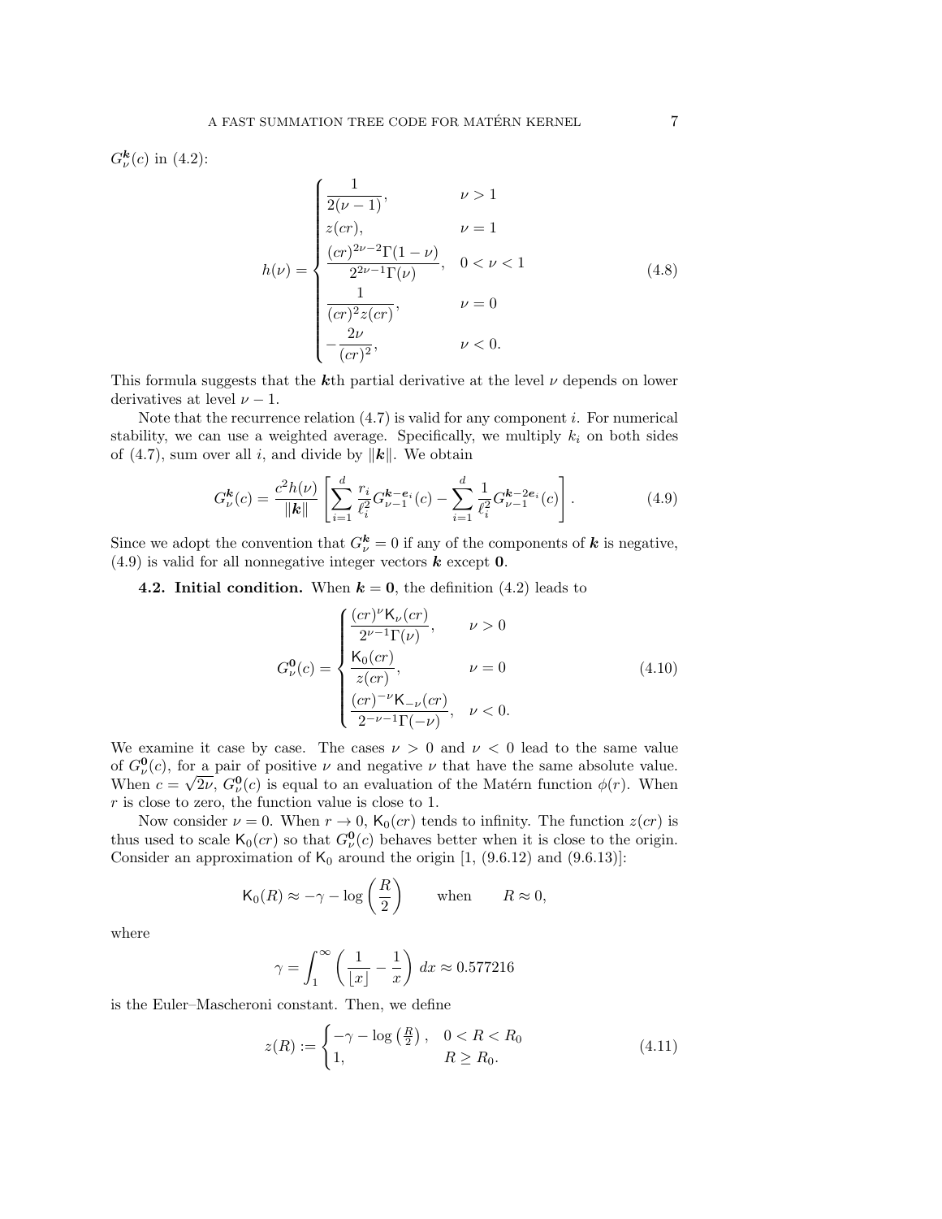$G_\nu^{\boldsymbol{k}}(c)$ in (4.2):

$$h(\nu) = \begin{cases} \dfrac{1}{2(\nu-1)}, & \nu > 1 \\ z(cr), & \nu = 1 \\ \dfrac{(cr)^{2\nu-2}\Gamma(1-\nu)}{2^{2\nu-1}\Gamma(\nu)}, & 0 < \nu < 1 \\ \dfrac{1}{(cr)^2 z(cr)}, & \nu = 0 \\ -\dfrac{2\nu}{(cr)^2}, & \nu < 0. \end{cases} \tag{4.8}$$

This formula suggests that the $\boldsymbol{k}$th partial derivative at the level $\nu$ depends on lower derivatives at level $\nu - 1$.

Note that the recurrence relation (4.7) is valid for any component $i$. For numerical stability, we can use a weighted average. Specifically, we multiply $k_i$ on both sides of (4.7), sum over all $i$, and divide by $\|\boldsymbol{k}\|$. We obtain

$$G_\nu^{\boldsymbol{k}}(c) = \frac{c^2 h(\nu)}{\|\boldsymbol{k}\|}\left[\sum_{i=1}^{d} \frac{r_i}{\ell_i^2} G_{\nu-1}^{\boldsymbol{k}-\boldsymbol{e}_i}(c) - \sum_{i=1}^{d} \frac{1}{\ell_i^2} G_{\nu-1}^{\boldsymbol{k}-2\boldsymbol{e}_i}(c)\right]. \tag{4.9}$$

Since we adopt the convention that $G_\nu^{\boldsymbol{k}} = 0$ if any of the components of $\boldsymbol{k}$ is negative, (4.9) is valid for all nonnegative integer vectors $\boldsymbol{k}$ except $\boldsymbol{0}$.

**4.2. Initial condition.** When $\boldsymbol{k} = \boldsymbol{0}$, the definition (4.2) leads to

$$G_\nu^{\boldsymbol{0}}(c) = \begin{cases} \dfrac{(cr)^\nu \mathsf{K}_\nu(cr)}{2^{\nu-1}\Gamma(\nu)}, & \nu > 0 \\ \dfrac{\mathsf{K}_0(cr)}{z(cr)}, & \nu = 0 \\ \dfrac{(cr)^{-\nu}\mathsf{K}_{-\nu}(cr)}{2^{-\nu-1}\Gamma(-\nu)}, & \nu < 0. \end{cases} \tag{4.10}$$

We examine it case by case. The cases $\nu > 0$ and $\nu < 0$ lead to the same value of $G_\nu^{\boldsymbol{0}}(c)$, for a pair of positive $\nu$ and negative $\nu$ that have the same absolute value. When $c = \sqrt{2\nu}$, $G_\nu^{\boldsymbol{0}}(c)$ is equal to an evaluation of the Matérn function $\phi(r)$. When $r$ is close to zero, the function value is close to 1.

Now consider $\nu = 0$. When $r \to 0$, $\mathsf{K}_0(cr)$ tends to infinity. The function $z(cr)$ is thus used to scale $\mathsf{K}_0(cr)$ so that $G_\nu^{\boldsymbol{0}}(c)$ behaves better when it is close to the origin. Consider an approximation of $\mathsf{K}_0$ around the origin [1, (9.6.12) and (9.6.13)]:

$$\mathsf{K}_0(R) \approx -\gamma - \log\left(\frac{R}{2}\right) \qquad \text{when} \qquad R \approx 0,$$

where

$$\gamma = \int_1^\infty \left(\frac{1}{\lfloor x \rfloor} - \frac{1}{x}\right) dx \approx 0.577216$$

is the Euler–Mascheroni constant. Then, we define

$$z(R) := \begin{cases} -\gamma - \log\left(\frac{R}{2}\right), & 0 < R < R_0 \\ 1, & R \geq R_0. \end{cases} \tag{4.11}$$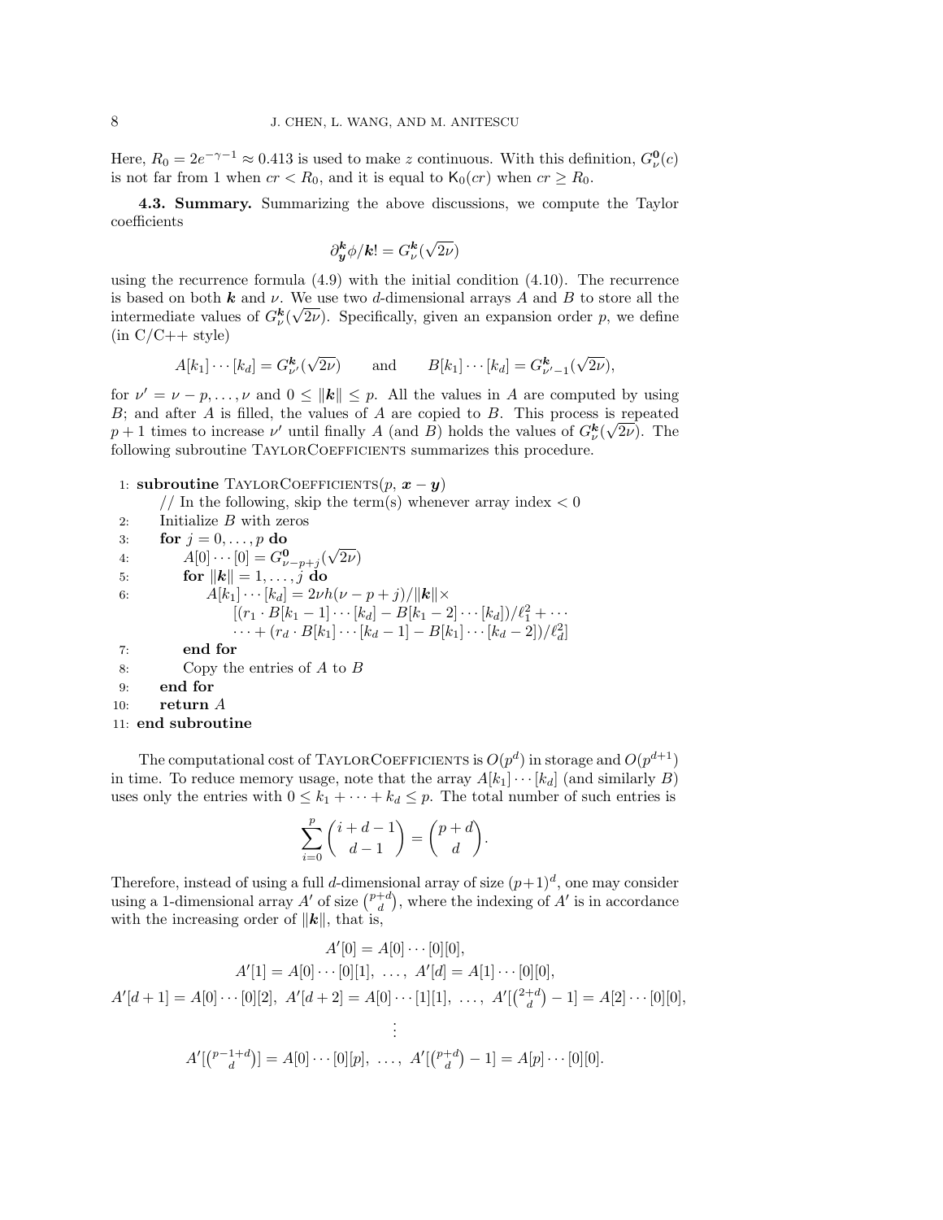Here, $R_0 = 2e^{-\gamma-1} \approx 0.413$ is used to make $z$ continuous. With this definition, $G_\nu^{\mathbf{0}}(c)$ is not far from 1 when $cr < R_0$, and it is equal to $\mathsf{K}_0(cr)$ when $cr \geq R_0$.

**4.3. Summary.** Summarizing the above discussions, we compute the Taylor coefficients

$$\partial_{\boldsymbol{y}}^{\boldsymbol{k}} \phi / \boldsymbol{k}! = G_\nu^{\boldsymbol{k}}(\sqrt{2\nu})$$

using the recurrence formula (4.9) with the initial condition (4.10). The recurrence is based on both $\boldsymbol{k}$ and $\nu$. We use two $d$-dimensional arrays $A$ and $B$ to store all the intermediate values of $G_\nu^{\boldsymbol{k}}(\sqrt{2\nu})$. Specifically, given an expansion order $p$, we define (in C/C++ style)

$$A[k_1]\cdots[k_d] = G_{\nu'}^{\boldsymbol{k}}(\sqrt{2\nu}) \qquad \text{and} \qquad B[k_1]\cdots[k_d] = G_{\nu'-1}^{\boldsymbol{k}}(\sqrt{2\nu}),$$

for $\nu' = \nu - p, \ldots, \nu$ and $0 \leq \|\boldsymbol{k}\| \leq p$. All the values in $A$ are computed by using $B$; and after $A$ is filled, the values of $A$ are copied to $B$. This process is repeated $p+1$ times to increase $\nu'$ until finally $A$ (and $B$) holds the values of $G_\nu^{\boldsymbol{k}}(\sqrt{2\nu})$. The following subroutine TaylorCoefficients summarizes this procedure.

1: **subroutine** TaylorCoefficients($p$, $\boldsymbol{x} - \boldsymbol{y}$)
   // In the following, skip the term(s) whenever array index $< 0$
2: Initialize $B$ with zeros
3: **for** $j = 0, \ldots, p$ **do**
4: $A[0]\cdots[0] = G_{\nu-p+j}^{\mathbf{0}}(\sqrt{2\nu})$
5: **for** $\|\boldsymbol{k}\| = 1, \ldots, j$ **do**
6: $A[k_1]\cdots[k_d] = 2\nu h(\nu - p + j)/\|\boldsymbol{k}\| \times$
   $[(r_1 \cdot B[k_1-1]\cdots[k_d] - B[k_1-2]\cdots[k_d])/\ell_1^2 + \cdots$
   $\cdots + (r_d \cdot B[k_1]\cdots[k_d-1] - B[k_1]\cdots[k_d-2])/\ell_d^2]$
7: **end for**
8: Copy the entries of $A$ to $B$
9: **end for**
10: **return** $A$
11: **end subroutine**

The computational cost of TaylorCoefficients is $O(p^d)$ in storage and $O(p^{d+1})$ in time. To reduce memory usage, note that the array $A[k_1]\cdots[k_d]$ (and similarly $B$) uses only the entries with $0 \leq k_1 + \cdots + k_d \leq p$. The total number of such entries is

$$\sum_{i=0}^{p} \binom{i+d-1}{d-1} = \binom{p+d}{d}.$$

Therefore, instead of using a full $d$-dimensional array of size $(p+1)^d$, one may consider using a 1-dimensional array $A'$ of size $\binom{p+d}{d}$, where the indexing of $A'$ is in accordance with the increasing order of $\|\boldsymbol{k}\|$, that is,

$$A'[0] = A[0]\cdots[0][0],$$

$$A'[1] = A[0]\cdots[0][1],\ \ldots,\ A'[d] = A[1]\cdots[0][0],$$

$$A'[d+1] = A[0]\cdots[0][2],\ A'[d+2] = A[0]\cdots[1][1],\ \ldots,\ A'[\tbinom{2+d}{d} - 1] = A[2]\cdots[0][0],$$

$$\vdots$$

$$A'[\tbinom{p-1+d}{d}] = A[0]\cdots[0][p],\ \ldots,\ A'[\tbinom{p+d}{d} - 1] = A[p]\cdots[0][0].$$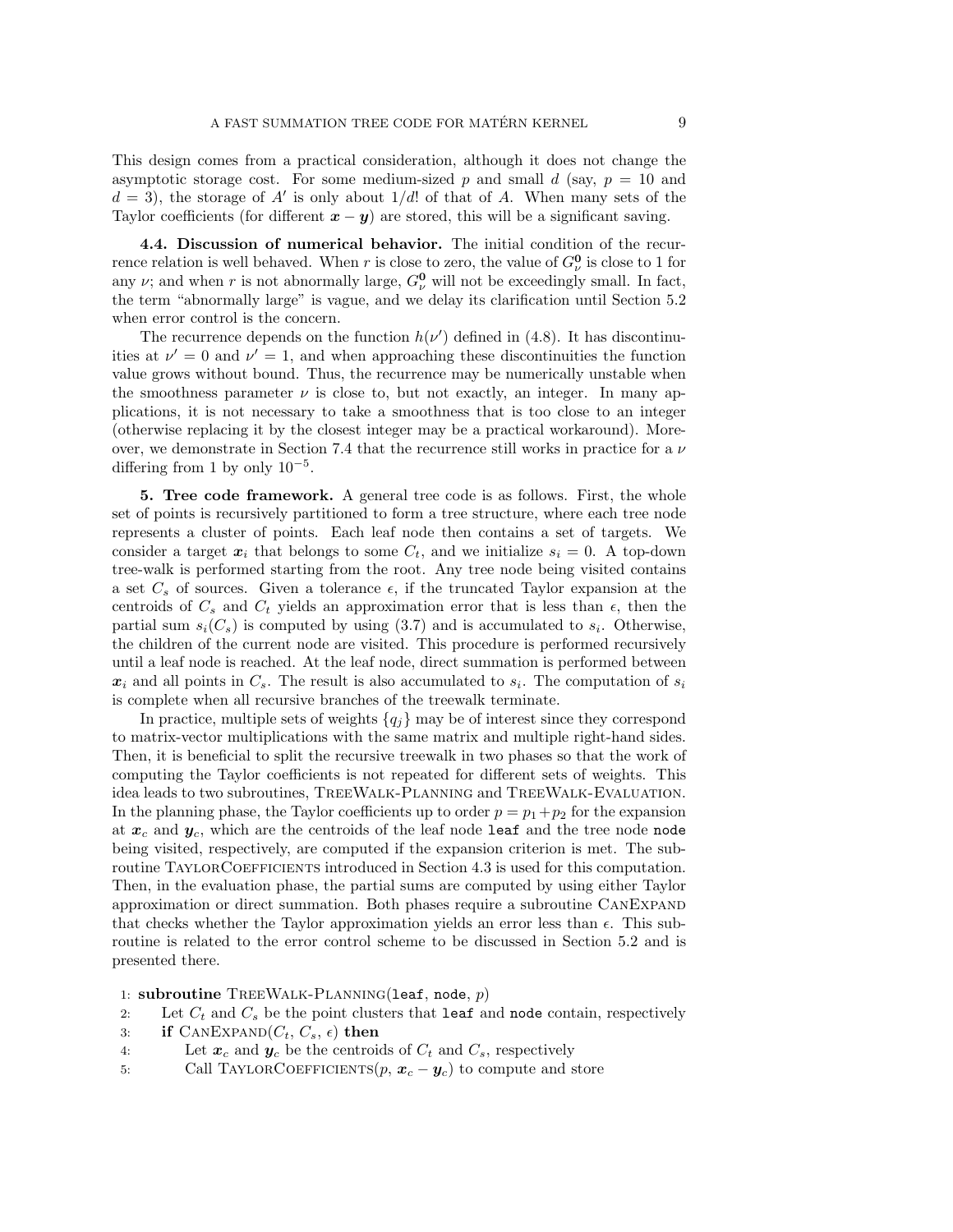This design comes from a practical consideration, although it does not change the asymptotic storage cost. For some medium-sized $p$ and small $d$ (say, $p = 10$ and $d = 3$), the storage of $A'$ is only about $1/d!$ of that of $A$. When many sets of the Taylor coefficients (for different $\boldsymbol{x} - \boldsymbol{y}$) are stored, this will be a significant saving.

**4.4. Discussion of numerical behavior.** The initial condition of the recurrence relation is well behaved. When $r$ is close to zero, the value of $G_\nu^{\mathbf{0}}$ is close to 1 for any $\nu$; and when $r$ is not abnormally large, $G_\nu^{\mathbf{0}}$ will not be exceedingly small. In fact, the term "abnormally large" is vague, and we delay its clarification until Section 5.2 when error control is the concern.

The recurrence depends on the function $h(\nu')$ defined in (4.8). It has discontinuities at $\nu' = 0$ and $\nu' = 1$, and when approaching these discontinuities the function value grows without bound. Thus, the recurrence may be numerically unstable when the smoothness parameter $\nu$ is close to, but not exactly, an integer. In many applications, it is not necessary to take a smoothness that is too close to an integer (otherwise replacing it by the closest integer may be a practical workaround). Moreover, we demonstrate in Section 7.4 that the recurrence still works in practice for a $\nu$ differing from 1 by only $10^{-5}$.

## 5. Tree code framework.

A general tree code is as follows. First, the whole set of points is recursively partitioned to form a tree structure, where each tree node represents a cluster of points. Each leaf node then contains a set of targets. We consider a target $\boldsymbol{x}_i$ that belongs to some $C_t$, and we initialize $s_i = 0$. A top-down tree-walk is performed starting from the root. Any tree node being visited contains a set $C_s$ of sources. Given a tolerance $\epsilon$, if the truncated Taylor expansion at the centroids of $C_s$ and $C_t$ yields an approximation error that is less than $\epsilon$, then the partial sum $s_i(C_s)$ is computed by using (3.7) and is accumulated to $s_i$. Otherwise, the children of the current node are visited. This procedure is performed recursively until a leaf node is reached. At the leaf node, direct summation is performed between $\boldsymbol{x}_i$ and all points in $C_s$. The result is also accumulated to $s_i$. The computation of $s_i$ is complete when all recursive branches of the treewalk terminate.

In practice, multiple sets of weights $\{q_j\}$ may be of interest since they correspond to matrix-vector multiplications with the same matrix and multiple right-hand sides. Then, it is beneficial to split the recursive treewalk in two phases so that the work of computing the Taylor coefficients is not repeated for different sets of weights. This idea leads to two subroutines, TreeWalk-Planning and TreeWalk-Evaluation. In the planning phase, the Taylor coefficients up to order $p = p_1 + p_2$ for the expansion at $\boldsymbol{x}_c$ and $\boldsymbol{y}_c$, which are the centroids of the leaf node `leaf` and the tree node `node` being visited, respectively, are computed if the expansion criterion is met. The subroutine TaylorCoefficients introduced in Section 4.3 is used for this computation. Then, in the evaluation phase, the partial sums are computed by using either Taylor approximation or direct summation. Both phases require a subroutine CanExpand that checks whether the Taylor approximation yields an error less than $\epsilon$. This subroutine is related to the error control scheme to be discussed in Section 5.2 and is presented there.

```
1: subroutine TreeWalk-Planning(leaf, node, p)
2:     Let C_t and C_s be the point clusters that leaf and node contain, respectively
3:     if CanExpand(C_t, C_s, ε) then
4:         Let x_c and y_c be the centroids of C_t and C_s, respectively
5:         Call TaylorCoefficients(p, x_c − y_c) to compute and store
```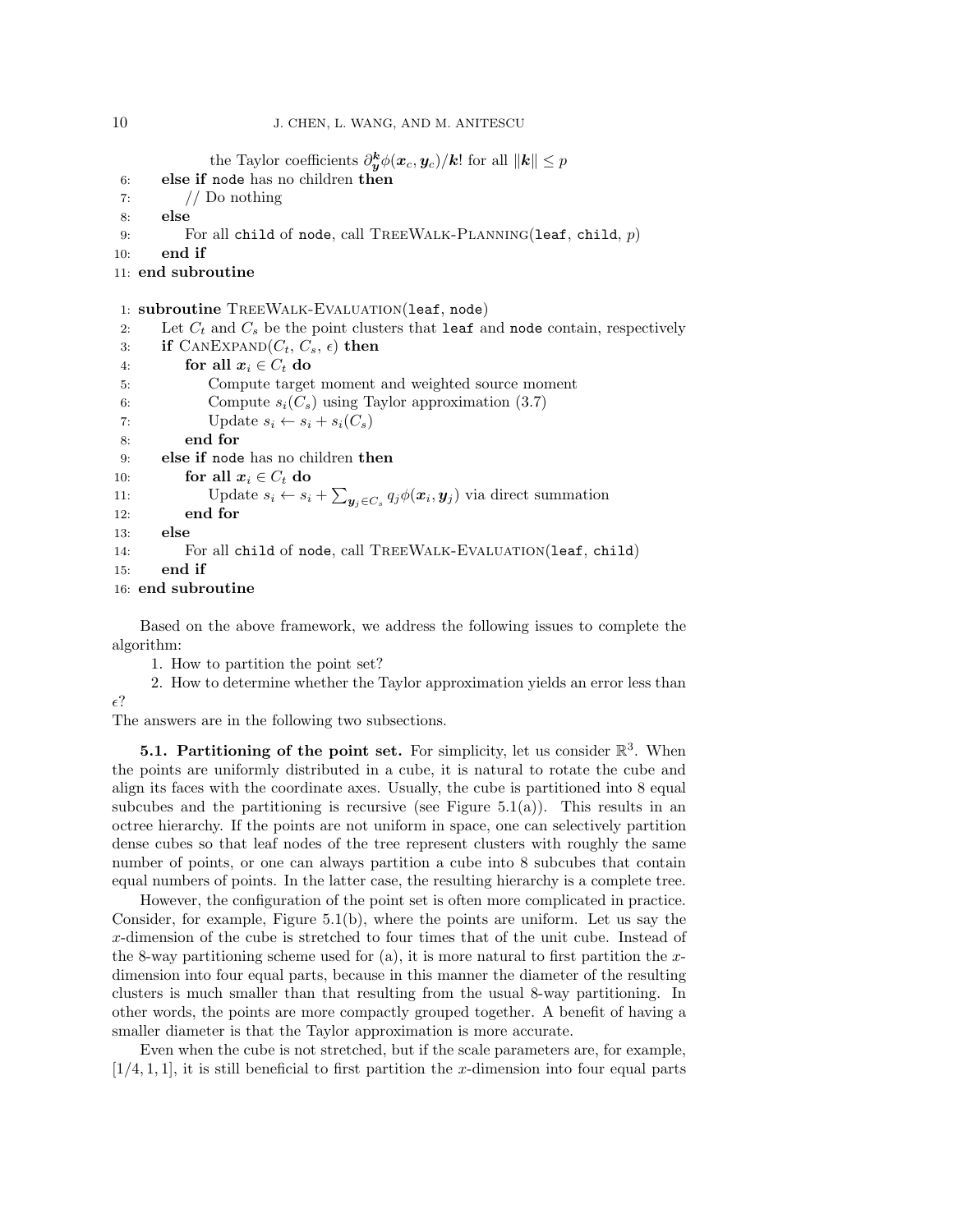```
      the Taylor coefficients ∂_y^k φ(x_c, y_c)/k! for all ‖k‖ ≤ p
 6:   else if node has no children then
 7:       // Do nothing
 8:   else
 9:       For all child of node, call TreeWalk-Planning(leaf, child, p)
10:   end if
11: end subroutine
```

```
 1: subroutine TreeWalk-Evaluation(leaf, node)
 2:   Let C_t and C_s be the point clusters that leaf and node contain, respectively
 3:   if CanExpand(C_t, C_s, ε) then
 4:       for all x_i ∈ C_t do
 5:           Compute target moment and weighted source moment
 6:           Compute s_i(C_s) using Taylor approximation (3.7)
 7:           Update s_i ← s_i + s_i(C_s)
 8:       end for
 9:   else if node has no children then
10:       for all x_i ∈ C_t do
11:           Update s_i ← s_i + Σ_{y_j ∈ C_s} q_j φ(x_i, y_j) via direct summation
12:       end for
13:   else
14:       For all child of node, call TreeWalk-Evaluation(leaf, child)
15:   end if
16: end subroutine
```

Based on the above framework, we address the following issues to complete the algorithm:

1. How to partition the point set?
2. How to determine whether the Taylor approximation yields an error less than $\epsilon$?

The answers are in the following two subsections.

**5.1. Partitioning of the point set.** For simplicity, let us consider $\mathbb{R}^3$. When the points are uniformly distributed in a cube, it is natural to rotate the cube and align its faces with the coordinate axes. Usually, the cube is partitioned into 8 equal subcubes and the partitioning is recursive (see Figure 5.1(a)). This results in an octree hierarchy. If the points are not uniform in space, one can selectively partition dense cubes so that leaf nodes of the tree represent clusters with roughly the same number of points, or one can always partition a cube into 8 subcubes that contain equal numbers of points. In the latter case, the resulting hierarchy is a complete tree.

However, the configuration of the point set is often more complicated in practice. Consider, for example, Figure 5.1(b), where the points are uniform. Let us say the $x$-dimension of the cube is stretched to four times that of the unit cube. Instead of the 8-way partitioning scheme used for (a), it is more natural to first partition the $x$-dimension into four equal parts, because in this manner the diameter of the resulting clusters is much smaller than that resulting from the usual 8-way partitioning. In other words, the points are more compactly grouped together. A benefit of having a smaller diameter is that the Taylor approximation is more accurate.

Even when the cube is not stretched, but if the scale parameters are, for example, $[1/4, 1, 1]$, it is still beneficial to first partition the $x$-dimension into four equal parts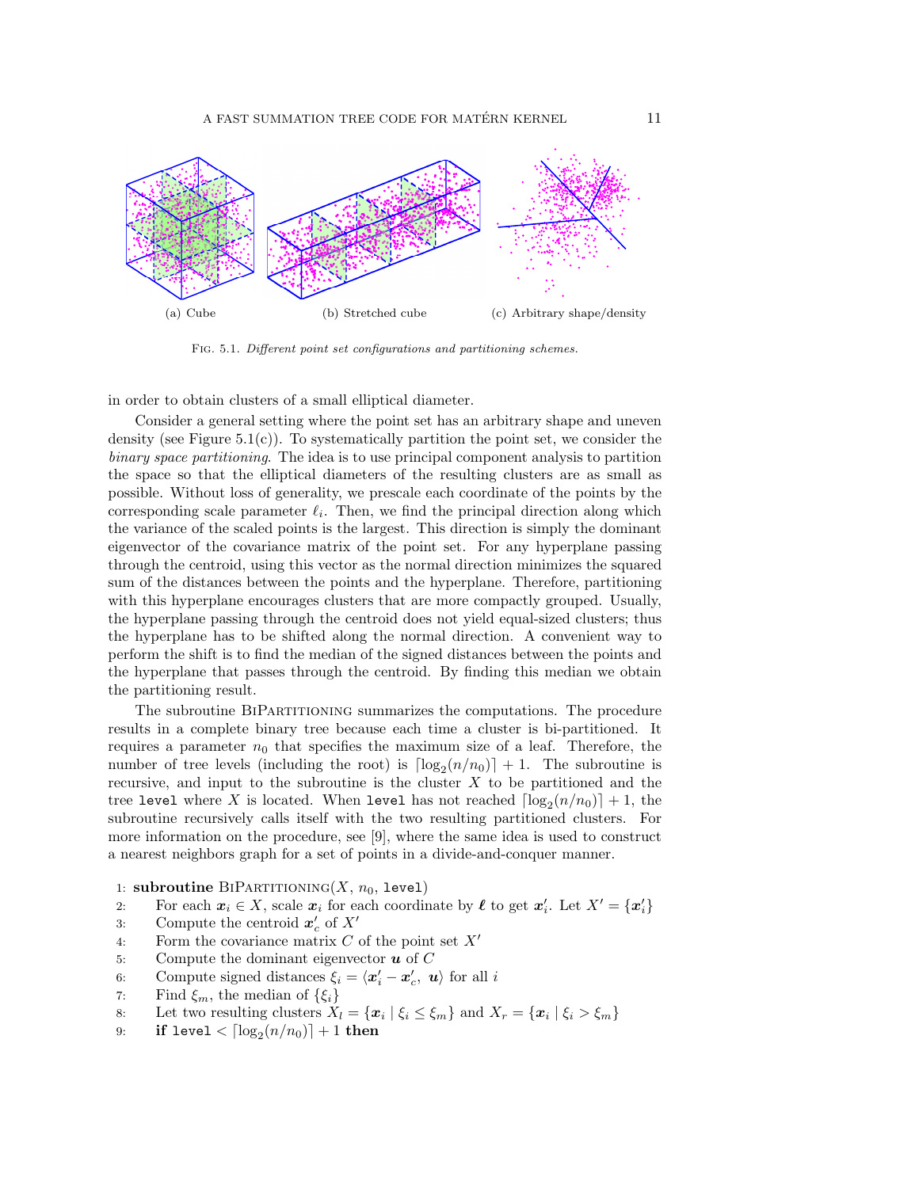(a) Cube (b) Stretched cube (c) Arbitrary shape/density

Fig. 5.1. *Different point set configurations and partitioning schemes.*

in order to obtain clusters of a small elliptical diameter.

Consider a general setting where the point set has an arbitrary shape and uneven density (see Figure 5.1(c)). To systematically partition the point set, we consider the *binary space partitioning*. The idea is to use principal component analysis to partition the space so that the elliptical diameters of the resulting clusters are as small as possible. Without loss of generality, we prescale each coordinate of the points by the corresponding scale parameter $\ell_i$. Then, we find the principal direction along which the variance of the scaled points is the largest. This direction is simply the dominant eigenvector of the covariance matrix of the point set. For any hyperplane passing through the centroid, using this vector as the normal direction minimizes the squared sum of the distances between the points and the hyperplane. Therefore, partitioning with this hyperplane encourages clusters that are more compactly grouped. Usually, the hyperplane passing through the centroid does not yield equal-sized clusters; thus the hyperplane has to be shifted along the normal direction. A convenient way to perform the shift is to find the median of the signed distances between the points and the hyperplane that passes through the centroid. By finding this median we obtain the partitioning result.

The subroutine BiPartitioning summarizes the computations. The procedure results in a complete binary tree because each time a cluster is bi-partitioned. It requires a parameter $n_0$ that specifies the maximum size of a leaf. Therefore, the number of tree levels (including the root) is $\lceil \log_2(n/n_0) \rceil + 1$. The subroutine is recursive, and input to the subroutine is the cluster $X$ to be partitioned and the tree `level` where $X$ is located. When `level` has not reached $\lceil \log_2(n/n_0) \rceil + 1$, the subroutine recursively calls itself with the two resulting partitioned clusters. For more information on the procedure, see [9], where the same idea is used to construct a nearest neighbors graph for a set of points in a divide-and-conquer manner.

1: **subroutine** BiPartitioning($X$, $n_0$, `level`)
2: For each $\boldsymbol{x}_i \in X$, scale $\boldsymbol{x}_i$ for each coordinate by $\boldsymbol{\ell}$ to get $\boldsymbol{x}'_i$. Let $X' = \{\boldsymbol{x}'_i\}$
3: Compute the centroid $\boldsymbol{x}'_c$ of $X'$
4: Form the covariance matrix $C$ of the point set $X'$
5: Compute the dominant eigenvector $\boldsymbol{u}$ of $C$
6: Compute signed distances $\xi_i = \langle \boldsymbol{x}'_i - \boldsymbol{x}'_c,\ \boldsymbol{u} \rangle$ for all $i$
7: Find $\xi_m$, the median of $\{\xi_i\}$
8: Let two resulting clusters $X_l = \{\boldsymbol{x}_i \mid \xi_i \le \xi_m\}$ and $X_r = \{\boldsymbol{x}_i \mid \xi_i > \xi_m\}$
9: **if** `level` $< \lceil \log_2(n/n_0) \rceil + 1$ **then**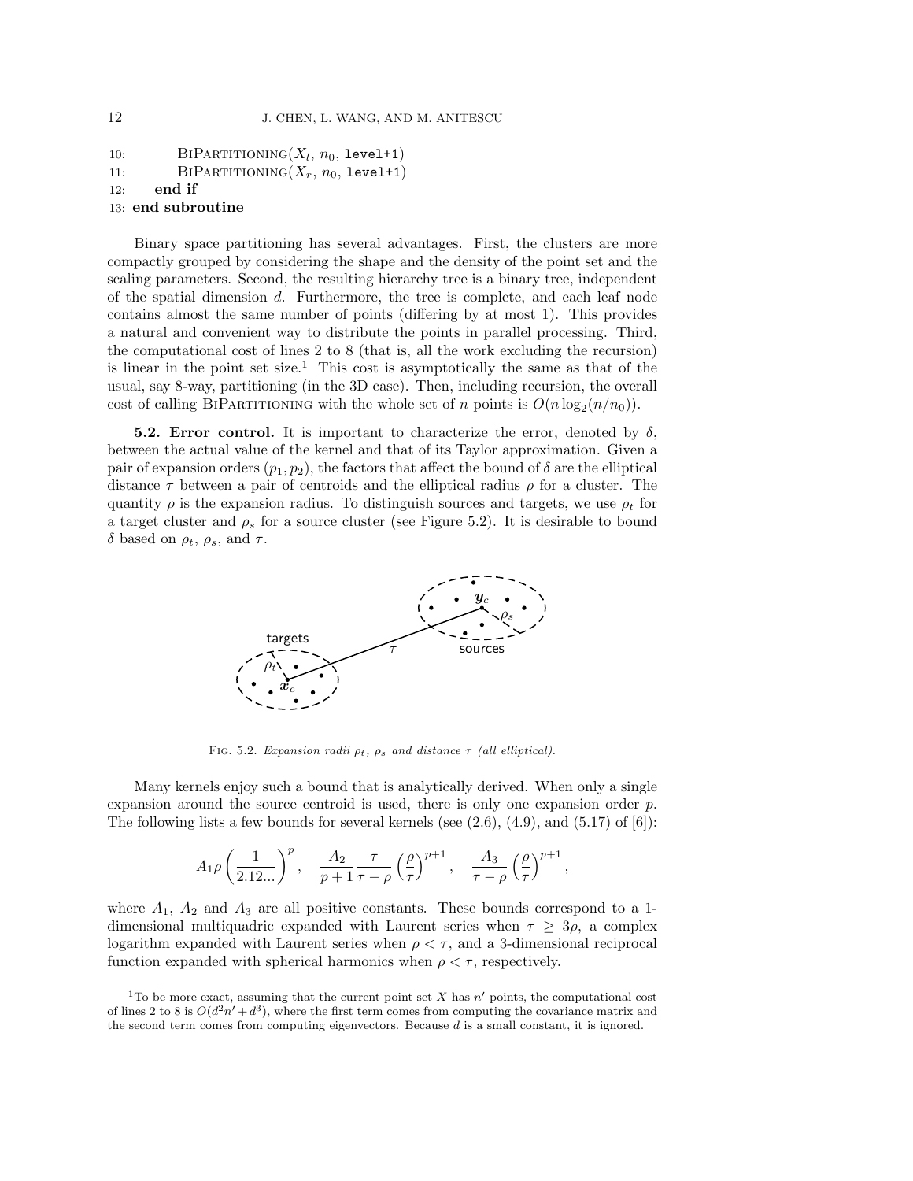```
10:         BiPartitioning(X_l, n_0, level+1)
11:         BiPartitioning(X_r, n_0, level+1)
12:     end if
13: end subroutine
```

Binary space partitioning has several advantages. First, the clusters are more compactly grouped by considering the shape and the density of the point set and the scaling parameters. Second, the resulting hierarchy tree is a binary tree, independent of the spatial dimension $d$. Furthermore, the tree is complete, and each leaf node contains almost the same number of points (differing by at most 1). This provides a natural and convenient way to distribute the points in parallel processing. Third, the computational cost of lines 2 to 8 (that is, all the work excluding the recursion) is linear in the point set size.[1] This cost is asymptotically the same as that of the usual, say 8-way, partitioning (in the 3D case). Then, including recursion, the overall cost of calling BiPartitioning with the whole set of $n$ points is $O(n \log_2(n/n_0))$.

**5.2. Error control.** It is important to characterize the error, denoted by $\delta$, between the actual value of the kernel and that of its Taylor approximation. Given a pair of expansion orders $(p_1, p_2)$, the factors that affect the bound of $\delta$ are the elliptical distance $\tau$ between a pair of centroids and the elliptical radius $\rho$ for a cluster. The quantity $\rho$ is the expansion radius. To distinguish sources and targets, we use $\rho_t$ for a target cluster and $\rho_s$ for a source cluster (see Figure 5.2). It is desirable to bound $\delta$ based on $\rho_t$, $\rho_s$, and $\tau$.

Fig. 5.2. *Expansion radii $\rho_t$, $\rho_s$ and distance $\tau$ (all elliptical).*

Many kernels enjoy such a bound that is analytically derived. When only a single expansion around the source centroid is used, there is only one expansion order $p$. The following lists a few bounds for several kernels (see (2.6), (4.9), and (5.17) of [6]):

$$A_1 \rho \left( \frac{1}{2.12...} \right)^p, \quad \frac{A_2}{p+1} \frac{\tau}{\tau - \rho} \left( \frac{\rho}{\tau} \right)^{p+1}, \quad \frac{A_3}{\tau - \rho} \left( \frac{\rho}{\tau} \right)^{p+1},$$

where $A_1$, $A_2$ and $A_3$ are all positive constants. These bounds correspond to a 1-dimensional multiquadric expanded with Laurent series when $\tau \geq 3\rho$, a complex logarithm expanded with Laurent series when $\rho < \tau$, and a 3-dimensional reciprocal function expanded with spherical harmonics when $\rho < \tau$, respectively.

---

[1] To be more exact, assuming that the current point set $X$ has $n'$ points, the computational cost of lines 2 to 8 is $O(d^2 n' + d^3)$, where the first term comes from computing the covariance matrix and the second term comes from computing eigenvectors. Because $d$ is a small constant, it is ignored.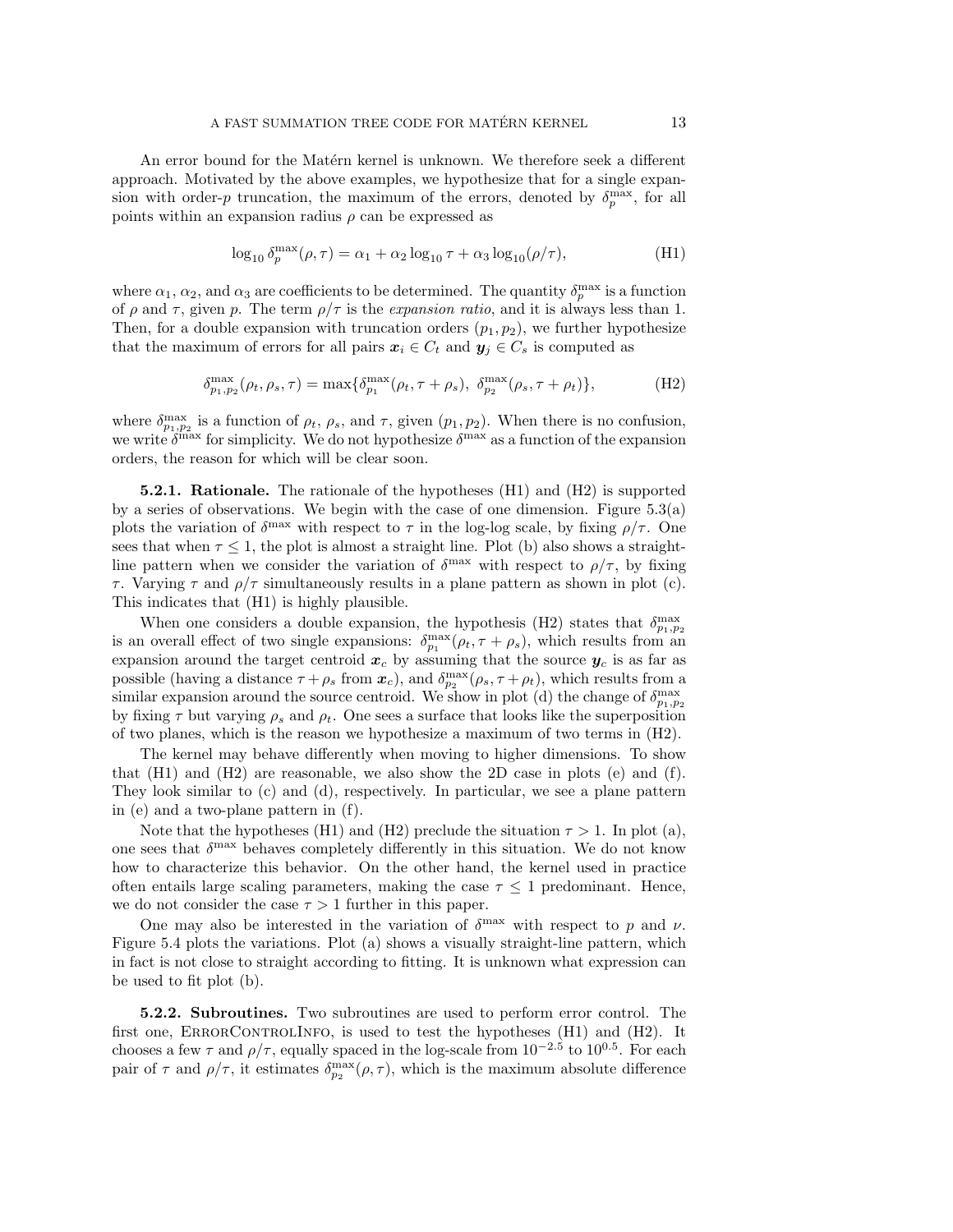An error bound for the Matérn kernel is unknown. We therefore seek a different approach. Motivated by the above examples, we hypothesize that for a single expansion with order-$p$ truncation, the maximum of the errors, denoted by $\delta_p^{\max}$, for all points within an expansion radius $\rho$ can be expressed as

$$\log_{10} \delta_p^{\max}(\rho, \tau) = \alpha_1 + \alpha_2 \log_{10} \tau + \alpha_3 \log_{10}(\rho/\tau), \tag{H1}$$

where $\alpha_1$, $\alpha_2$, and $\alpha_3$ are coefficients to be determined. The quantity $\delta_p^{\max}$ is a function of $\rho$ and $\tau$, given $p$. The term $\rho/\tau$ is the *expansion ratio*, and it is always less than 1. Then, for a double expansion with truncation orders $(p_1, p_2)$, we further hypothesize that the maximum of errors for all pairs $\boldsymbol{x}_i \in C_t$ and $\boldsymbol{y}_j \in C_s$ is computed as

$$\delta_{p_1,p_2}^{\max}(\rho_t, \rho_s, \tau) = \max\{\delta_{p_1}^{\max}(\rho_t, \tau + \rho_s),\ \delta_{p_2}^{\max}(\rho_s, \tau + \rho_t)\}, \tag{H2}$$

where $\delta_{p_1,p_2}^{\max}$ is a function of $\rho_t$, $\rho_s$, and $\tau$, given $(p_1, p_2)$. When there is no confusion, we write $\delta^{\max}$ for simplicity. We do not hypothesize $\delta^{\max}$ as a function of the expansion orders, the reason for which will be clear soon.

**5.2.1. Rationale.** The rationale of the hypotheses (H1) and (H2) is supported by a series of observations. We begin with the case of one dimension. Figure 5.3(a) plots the variation of $\delta^{\max}$ with respect to $\tau$ in the log-log scale, by fixing $\rho/\tau$. One sees that when $\tau \le 1$, the plot is almost a straight line. Plot (b) also shows a straight-line pattern when we consider the variation of $\delta^{\max}$ with respect to $\rho/\tau$, by fixing $\tau$. Varying $\tau$ and $\rho/\tau$ simultaneously results in a plane pattern as shown in plot (c). This indicates that (H1) is highly plausible.

When one considers a double expansion, the hypothesis (H2) states that $\delta_{p_1,p_2}^{\max}$ is an overall effect of two single expansions: $\delta_{p_1}^{\max}(\rho_t, \tau + \rho_s)$, which results from an expansion around the target centroid $\boldsymbol{x}_c$ by assuming that the source $\boldsymbol{y}_c$ is as far as possible (having a distance $\tau + \rho_s$ from $\boldsymbol{x}_c$), and $\delta_{p_2}^{\max}(\rho_s, \tau + \rho_t)$, which results from a similar expansion around the source centroid. We show in plot (d) the change of $\delta_{p_1,p_2}^{\max}$ by fixing $\tau$ but varying $\rho_s$ and $\rho_t$. One sees a surface that looks like the superposition of two planes, which is the reason we hypothesize a maximum of two terms in (H2).

The kernel may behave differently when moving to higher dimensions. To show that (H1) and (H2) are reasonable, we also show the 2D case in plots (e) and (f). They look similar to (c) and (d), respectively. In particular, we see a plane pattern in (e) and a two-plane pattern in (f).

Note that the hypotheses (H1) and (H2) preclude the situation $\tau > 1$. In plot (a), one sees that $\delta^{\max}$ behaves completely differently in this situation. We do not know how to characterize this behavior. On the other hand, the kernel used in practice often entails large scaling parameters, making the case $\tau \le 1$ predominant. Hence, we do not consider the case $\tau > 1$ further in this paper.

One may also be interested in the variation of $\delta^{\max}$ with respect to $p$ and $\nu$. Figure 5.4 plots the variations. Plot (a) shows a visually straight-line pattern, which in fact is not close to straight according to fitting. It is unknown what expression can be used to fit plot (b).

**5.2.2. Subroutines.** Two subroutines are used to perform error control. The first one, ErrorControlInfo, is used to test the hypotheses (H1) and (H2). It chooses a few $\tau$ and $\rho/\tau$, equally spaced in the log-scale from $10^{-2.5}$ to $10^{0.5}$. For each pair of $\tau$ and $\rho/\tau$, it estimates $\delta_{p_2}^{\max}(\rho, \tau)$, which is the maximum absolute difference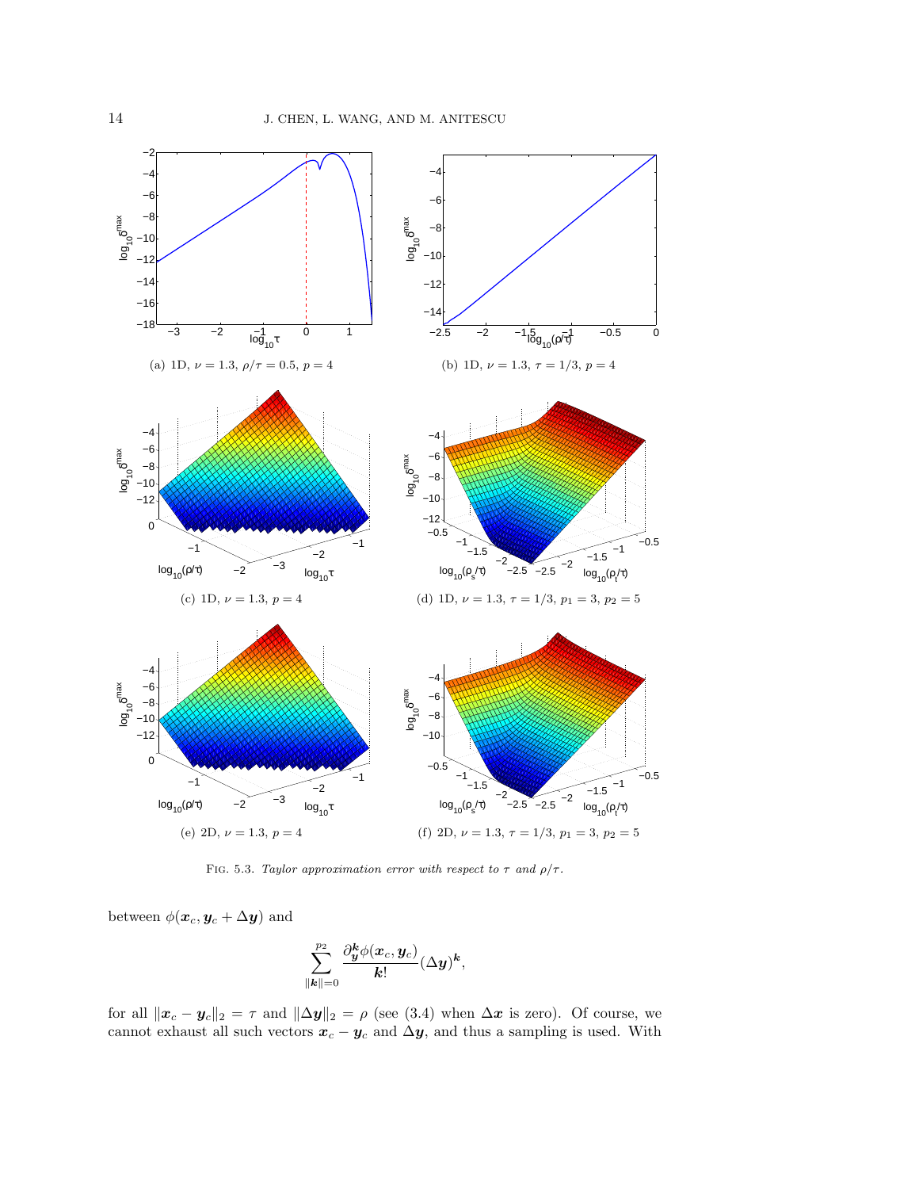(a) 1D, $\nu = 1.3$, $\rho/\tau = 0.5$, $p = 4$

(b) 1D, $\nu = 1.3$, $\tau = 1/3$, $p = 4$

(c) 1D, $\nu = 1.3$, $p = 4$

(d) 1D, $\nu = 1.3$, $\tau = 1/3$, $p_1 = 3$, $p_2 = 5$

(e) 2D, $\nu = 1.3$, $p = 4$

(f) 2D, $\nu = 1.3$, $\tau = 1/3$, $p_1 = 3$, $p_2 = 5$

FIG. 5.3. *Taylor approximation error with respect to $\tau$ and $\rho/\tau$.*

between $\phi(\boldsymbol{x}_c, \boldsymbol{y}_c + \Delta \boldsymbol{y})$ and

$$\sum_{\|\boldsymbol{k}\|=0}^{p_2} \frac{\partial_{\boldsymbol{y}}^{\boldsymbol{k}} \phi(\boldsymbol{x}_c, \boldsymbol{y}_c)}{\boldsymbol{k}!} (\Delta \boldsymbol{y})^{\boldsymbol{k}},$$

for all $\|\boldsymbol{x}_c - \boldsymbol{y}_c\|_2 = \tau$ and $\|\Delta \boldsymbol{y}\|_2 = \rho$ (see (3.4) when $\Delta \boldsymbol{x}$ is zero). Of course, we cannot exhaust all such vectors $\boldsymbol{x}_c - \boldsymbol{y}_c$ and $\Delta \boldsymbol{y}$, and thus a sampling is used. With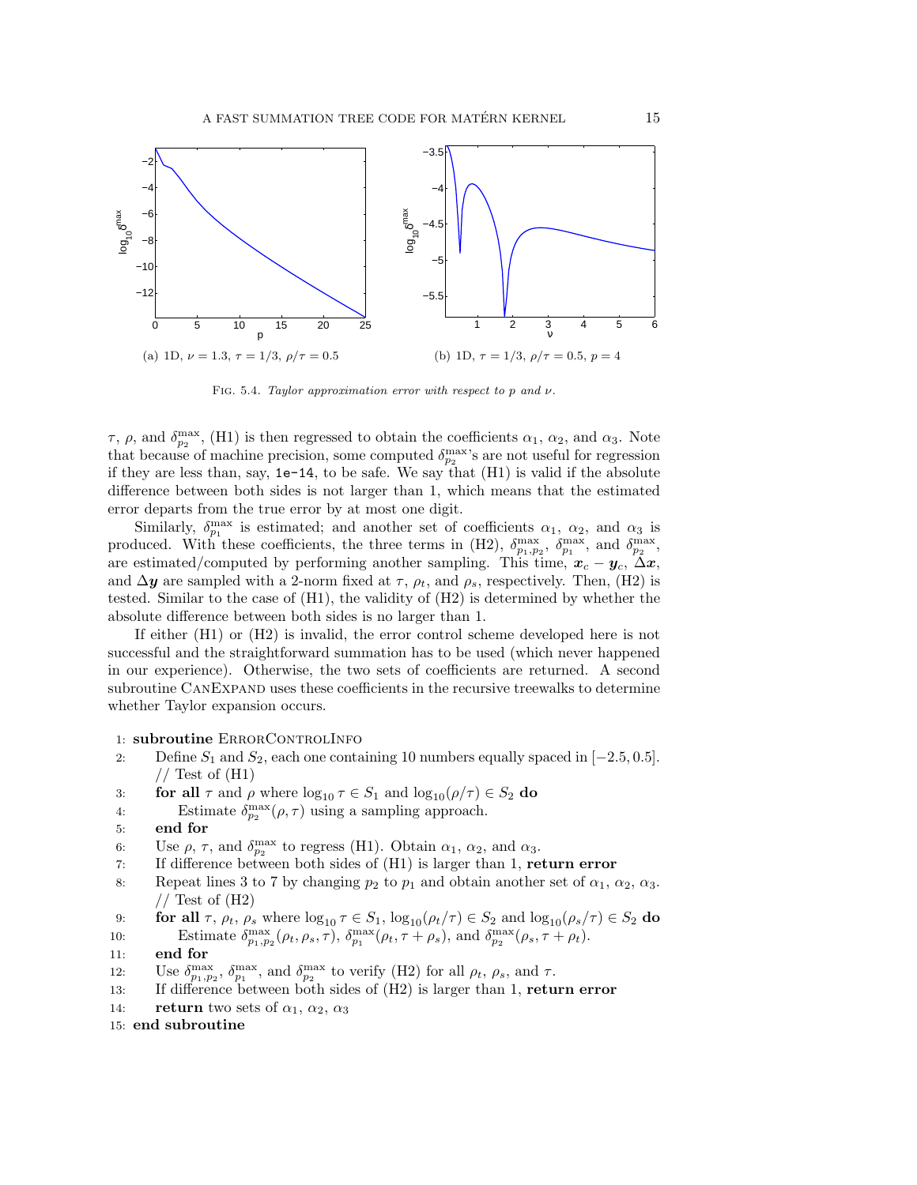(a) 1D, $\nu = 1.3$, $\tau = 1/3$, $\rho/\tau = 0.5$

(b) 1D, $\tau = 1/3$, $\rho/\tau = 0.5$, $p = 4$

FIG. 5.4. *Taylor approximation error with respect to p and ν.*

$\tau$, $\rho$, and $\delta_{p_2}^{\max}$, (H1) is then regressed to obtain the coefficients $\alpha_1$, $\alpha_2$, and $\alpha_3$. Note that because of machine precision, some computed $\delta_{p_2}^{\max}$'s are not useful for regression if they are less than, say, `1e-14`, to be safe. We say that (H1) is valid if the absolute difference between both sides is not larger than 1, which means that the estimated error departs from the true error by at most one digit.

Similarly, $\delta_{p_1}^{\max}$ is estimated; and another set of coefficients $\alpha_1$, $\alpha_2$, and $\alpha_3$ is produced. With these coefficients, the three terms in (H2), $\delta_{p_1,p_2}^{\max}$, $\delta_{p_1}^{\max}$, and $\delta_{p_2}^{\max}$, are estimated/computed by performing another sampling. This time, $\boldsymbol{x}_c - \boldsymbol{y}_c$, $\Delta\boldsymbol{x}$, and $\Delta\boldsymbol{y}$ are sampled with a 2-norm fixed at $\tau$, $\rho_t$, and $\rho_s$, respectively. Then, (H2) is tested. Similar to the case of (H1), the validity of (H2) is determined by whether the absolute difference between both sides is no larger than 1.

If either (H1) or (H2) is invalid, the error control scheme developed here is not successful and the straightforward summation has to be used (which never happened in our experience). Otherwise, the two sets of coefficients are returned. A second subroutine CanExpand uses these coefficients in the recursive treewalks to determine whether Taylor expansion occurs.

1: **subroutine** ErrorControlInfo
2: Define $S_1$ and $S_2$, each one containing 10 numbers equally spaced in $[-2.5, 0.5]$.
// Test of (H1)
3: **for all** $\tau$ and $\rho$ where $\log_{10}\tau \in S_1$ and $\log_{10}(\rho/\tau) \in S_2$ **do**
4: Estimate $\delta_{p_2}^{\max}(\rho, \tau)$ using a sampling approach.
5: **end for**
6: Use $\rho$, $\tau$, and $\delta_{p_2}^{\max}$ to regress (H1). Obtain $\alpha_1$, $\alpha_2$, and $\alpha_3$.
7: If difference between both sides of (H1) is larger than 1, **return error**
8: Repeat lines 3 to 7 by changing $p_2$ to $p_1$ and obtain another set of $\alpha_1$, $\alpha_2$, $\alpha_3$.
// Test of (H2)
9: **for all** $\tau$, $\rho_t$, $\rho_s$ where $\log_{10}\tau \in S_1$, $\log_{10}(\rho_t/\tau) \in S_2$ and $\log_{10}(\rho_s/\tau) \in S_2$ **do**
10: Estimate $\delta_{p_1,p_2}^{\max}(\rho_t, \rho_s, \tau)$, $\delta_{p_1}^{\max}(\rho_t, \tau + \rho_s)$, and $\delta_{p_2}^{\max}(\rho_s, \tau + \rho_t)$.
11: **end for**
12: Use $\delta_{p_1,p_2}^{\max}$, $\delta_{p_1}^{\max}$, and $\delta_{p_2}^{\max}$ to verify (H2) for all $\rho_t$, $\rho_s$, and $\tau$.
13: If difference between both sides of (H2) is larger than 1, **return error**
14: **return** two sets of $\alpha_1$, $\alpha_2$, $\alpha_3$
15: **end subroutine**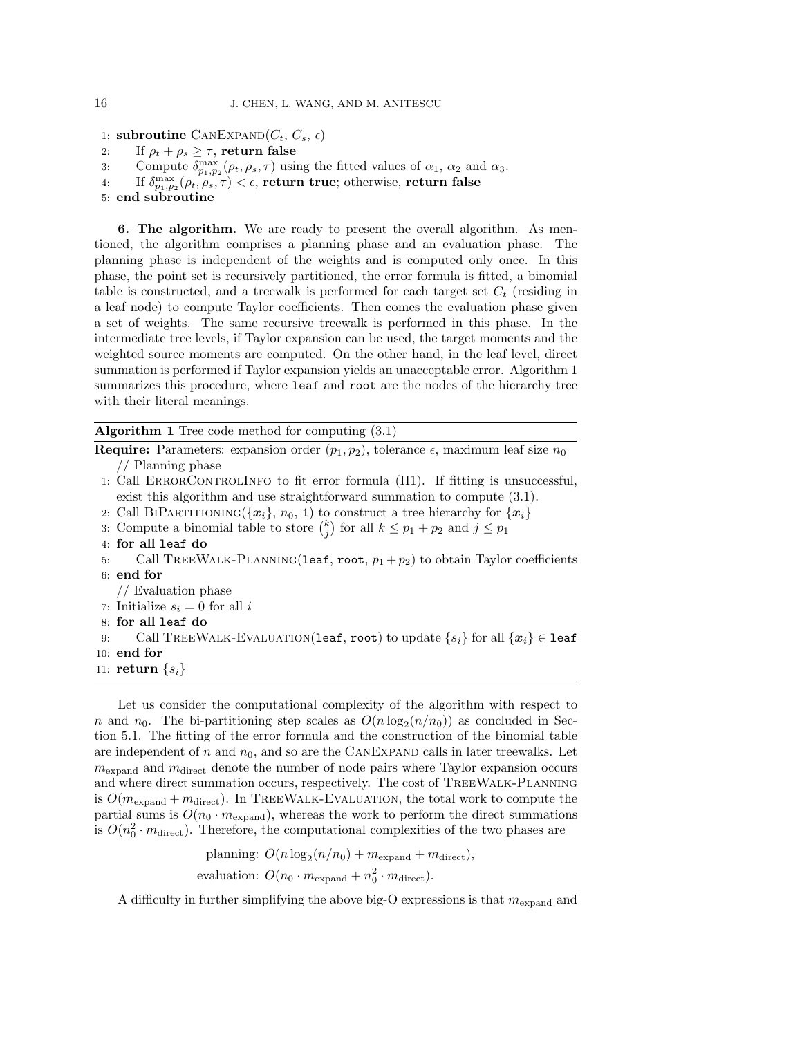```
1: subroutine CanExpand(C_t, C_s, ϵ)
2:     If ρ_t + ρ_s ≥ τ, return false
3:     Compute δ^max_{p1,p2}(ρ_t, ρ_s, τ) using the fitted values of α1, α2 and α3.
4:     If δ^max_{p1,p2}(ρ_t, ρ_s, τ) < ϵ, return true; otherwise, return false
5: end subroutine
```

**6. The algorithm.** We are ready to present the overall algorithm. As mentioned, the algorithm comprises a planning phase and an evaluation phase. The planning phase is independent of the weights and is computed only once. In this phase, the point set is recursively partitioned, the error formula is fitted, a binomial table is constructed, and a treewalk is performed for each target set $C_t$ (residing in a leaf node) to compute Taylor coefficients. Then comes the evaluation phase given a set of weights. The same recursive treewalk is performed in this phase. In the intermediate tree levels, if Taylor expansion can be used, the target moments and the weighted source moments are computed. On the other hand, in the leaf level, direct summation is performed if Taylor expansion yields an unacceptable error. Algorithm 1 summarizes this procedure, where `leaf` and `root` are the nodes of the hierarchy tree with their literal meanings.

**Algorithm 1** Tree code method for computing (3.1)

```
Require: Parameters: expansion order (p1, p2), tolerance ϵ, maximum leaf size n0
    // Planning phase
 1: Call ErrorControlInfo to fit error formula (H1). If fitting is unsuccessful,
    exist this algorithm and use straightforward summation to compute (3.1).
 2: Call BiPartitioning({x_i}, n0, 1) to construct a tree hierarchy for {x_i}
 3: Compute a binomial table to store (k choose j) for all k ≤ p1 + p2 and j ≤ p1
 4: for all leaf do
 5:     Call TreeWalk-Planning(leaf, root, p1 + p2) to obtain Taylor coefficients
 6: end for
    // Evaluation phase
 7: Initialize s_i = 0 for all i
 8: for all leaf do
 9:     Call TreeWalk-Evaluation(leaf, root) to update {s_i} for all {x_i} ∈ leaf
10: end for
11: return {s_i}
```

Let us consider the computational complexity of the algorithm with respect to $n$ and $n_0$. The bi-partitioning step scales as $O(n \log_2(n/n_0))$ as concluded in Section 5.1. The fitting of the error formula and the construction of the binomial table are independent of $n$ and $n_0$, and so are the CanExpand calls in later treewalks. Let $m_{\text{expand}}$ and $m_{\text{direct}}$ denote the number of node pairs where Taylor expansion occurs and where direct summation occurs, respectively. The cost of TreeWalk-Planning is $O(m_{\text{expand}} + m_{\text{direct}})$. In TreeWalk-Evaluation, the total work to compute the partial sums is $O(n_0 \cdot m_{\text{expand}})$, whereas the work to perform the direct summations is $O(n_0^2 \cdot m_{\text{direct}})$. Therefore, the computational complexities of the two phases are

$$\text{planning: } O(n \log_2(n/n_0) + m_{\text{expand}} + m_{\text{direct}}),$$

$$\text{evaluation: } O(n_0 \cdot m_{\text{expand}} + n_0^2 \cdot m_{\text{direct}}).$$

A difficulty in further simplifying the above big-O expressions is that $m_{\text{expand}}$ and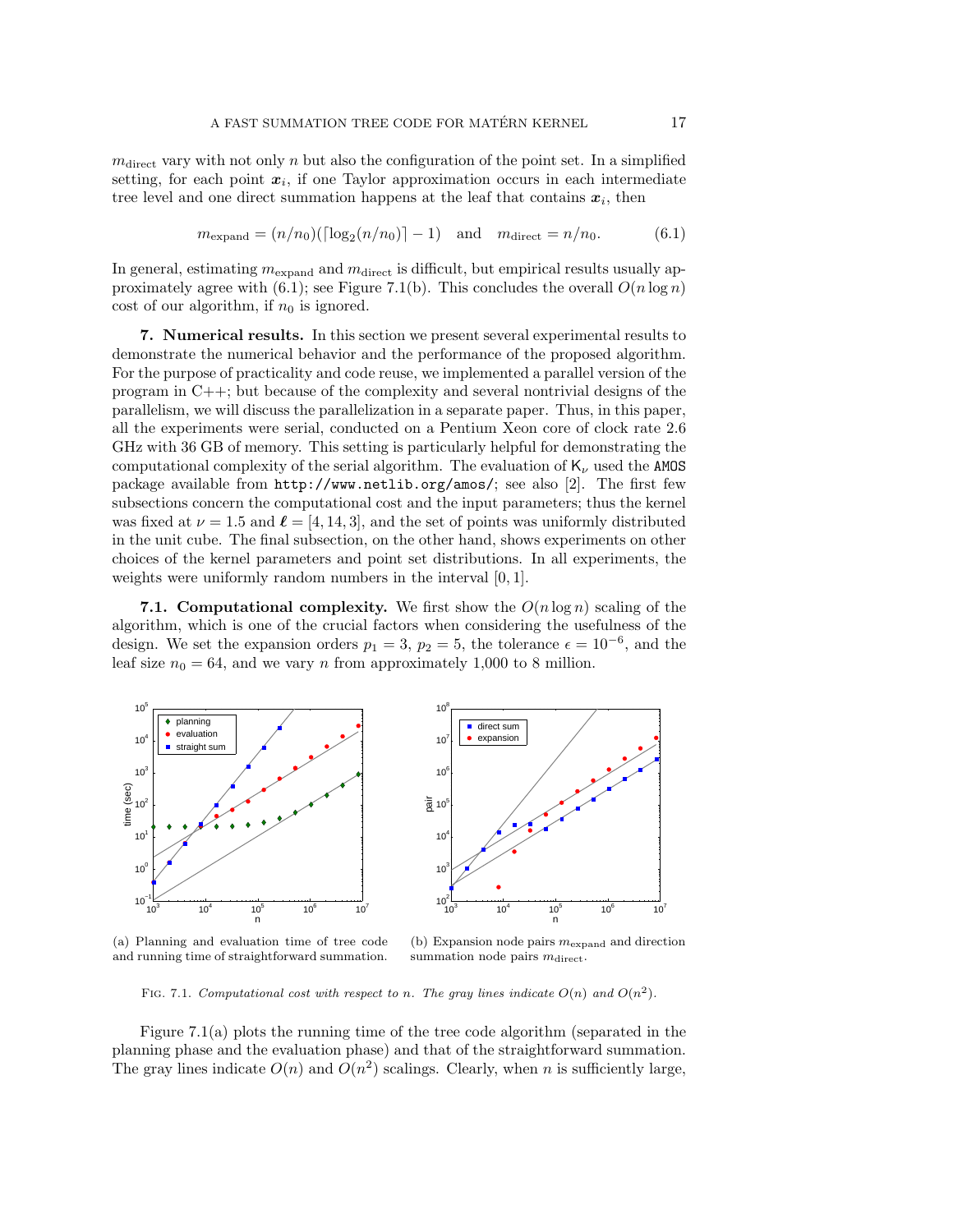$m_{\text{direct}}$ vary with not only $n$ but also the configuration of the point set. In a simplified setting, for each point $\boldsymbol{x}_i$, if one Taylor approximation occurs in each intermediate tree level and one direct summation happens at the leaf that contains $\boldsymbol{x}_i$, then

$$m_{\text{expand}} = (n/n_0)(\lceil \log_2(n/n_0) \rceil - 1) \quad \text{and} \quad m_{\text{direct}} = n/n_0. \tag{6.1}$$

In general, estimating $m_{\text{expand}}$ and $m_{\text{direct}}$ is difficult, but empirical results usually approximately agree with (6.1); see Figure 7.1(b). This concludes the overall $O(n \log n)$ cost of our algorithm, if $n_0$ is ignored.

## 7. Numerical results.

In this section we present several experimental results to demonstrate the numerical behavior and the performance of the proposed algorithm. For the purpose of practicality and code reuse, we implemented a parallel version of the program in C++; but because of the complexity and several nontrivial designs of the parallelism, we will discuss the parallelization in a separate paper. Thus, in this paper, all the experiments were serial, conducted on a Pentium Xeon core of clock rate 2.6 GHz with 36 GB of memory. This setting is particularly helpful for demonstrating the computational complexity of the serial algorithm. The evaluation of $\mathsf{K}_\nu$ used the `AMOS` package available from `http://www.netlib.org/amos/`; see also [2]. The first few subsections concern the computational cost and the input parameters; thus the kernel was fixed at $\nu = 1.5$ and $\boldsymbol{\ell} = [4, 14, 3]$, and the set of points was uniformly distributed in the unit cube. The final subsection, on the other hand, shows experiments on other choices of the kernel parameters and point set distributions. In all experiments, the weights were uniformly random numbers in the interval $[0, 1]$.

### 7.1. Computational complexity.

We first show the $O(n \log n)$ scaling of the algorithm, which is one of the crucial factors when considering the usefulness of the design. We set the expansion orders $p_1 = 3$, $p_2 = 5$, the tolerance $\epsilon = 10^{-6}$, and the leaf size $n_0 = 64$, and we vary $n$ from approximately 1,000 to 8 million.

(a) Planning and evaluation time of tree code and running time of straightforward summation.

(b) Expansion node pairs $m_{\text{expand}}$ and direction summation node pairs $m_{\text{direct}}$.

FIG. 7.1. *Computational cost with respect to $n$. The gray lines indicate $O(n)$ and $O(n^2)$.*

Figure 7.1(a) plots the running time of the tree code algorithm (separated in the planning phase and the evaluation phase) and that of the straightforward summation. The gray lines indicate $O(n)$ and $O(n^2)$ scalings. Clearly, when $n$ is sufficiently large,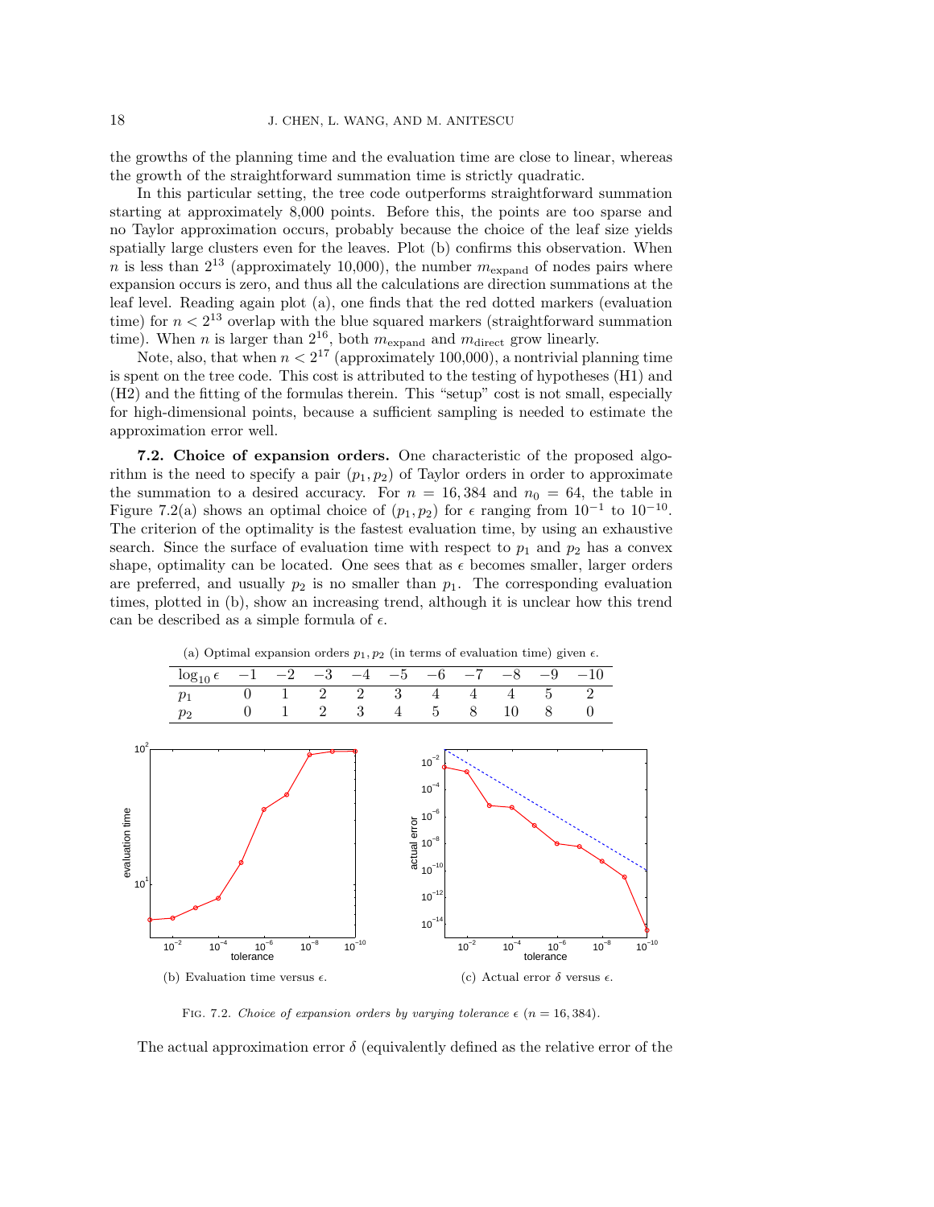the growths of the planning time and the evaluation time are close to linear, whereas the growth of the straightforward summation time is strictly quadratic.

In this particular setting, the tree code outperforms straightforward summation starting at approximately 8,000 points. Before this, the points are too sparse and no Taylor approximation occurs, probably because the choice of the leaf size yields spatially large clusters even for the leaves. Plot (b) confirms this observation. When $n$ is less than $2^{13}$ (approximately 10,000), the number $m_{\text{expand}}$ of nodes pairs where expansion occurs is zero, and thus all the calculations are direction summations at the leaf level. Reading again plot (a), one finds that the red dotted markers (evaluation time) for $n < 2^{13}$ overlap with the blue squared markers (straightforward summation time). When $n$ is larger than $2^{16}$, both $m_{\text{expand}}$ and $m_{\text{direct}}$ grow linearly.

Note, also, that when $n < 2^{17}$ (approximately 100,000), a nontrivial planning time is spent on the tree code. This cost is attributed to the testing of hypotheses (H1) and (H2) and the fitting of the formulas therein. This "setup" cost is not small, especially for high-dimensional points, because a sufficient sampling is needed to estimate the approximation error well.

**7.2. Choice of expansion orders.** One characteristic of the proposed algorithm is the need to specify a pair $(p_1, p_2)$ of Taylor orders in order to approximate the summation to a desired accuracy. For $n = 16,384$ and $n_0 = 64$, the table in Figure 7.2(a) shows an optimal choice of $(p_1, p_2)$ for $\epsilon$ ranging from $10^{-1}$ to $10^{-10}$. The criterion of the optimality is the fastest evaluation time, by using an exhaustive search. Since the surface of evaluation time with respect to $p_1$ and $p_2$ has a convex shape, optimality can be located. One sees that as $\epsilon$ becomes smaller, larger orders are preferred, and usually $p_2$ is no smaller than $p_1$. The corresponding evaluation times, plotted in (b), show an increasing trend, although it is unclear how this trend can be described as a simple formula of $\epsilon$.

(a) Optimal expansion orders $p_1, p_2$ (in terms of evaluation time) given $\epsilon$.

| $\log_{10} \epsilon$ | $-1$ | $-2$ | $-3$ | $-4$ | $-5$ | $-6$ | $-7$ | $-8$ | $-9$ | $-10$ |
|---|---|---|---|---|---|---|---|---|---|---|
| $p_1$ | 0 | 1 | 2 | 2 | 3 | 4 | 4 | 4 | 5 | 2 |
| $p_2$ | 0 | 1 | 2 | 3 | 4 | 5 | 8 | 10 | 8 | 0 |

(b) Evaluation time versus $\epsilon$.

(c) Actual error $\delta$ versus $\epsilon$.

Fig. 7.2. *Choice of expansion orders by varying tolerance $\epsilon$ ($n = 16,384$).*

The actual approximation error $\delta$ (equivalently defined as the relative error of the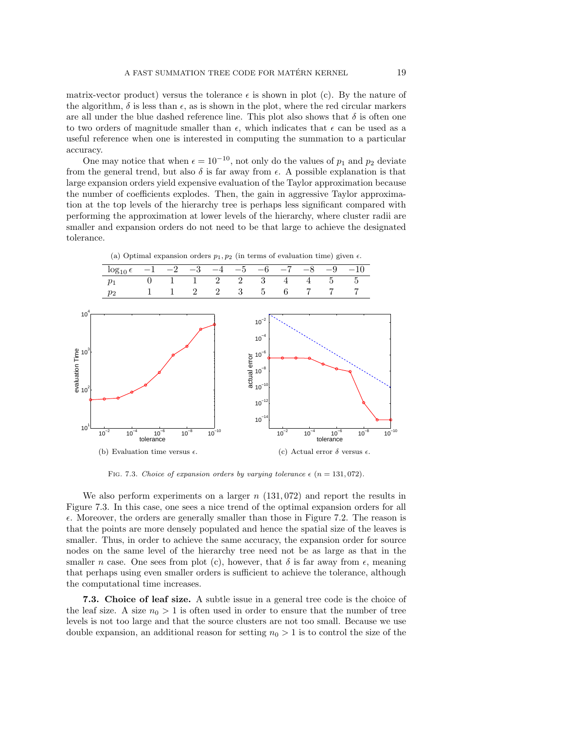matrix-vector product) versus the tolerance $\epsilon$ is shown in plot (c). By the nature of the algorithm, $\delta$ is less than $\epsilon$, as is shown in the plot, where the red circular markers are all under the blue dashed reference line. This plot also shows that $\delta$ is often one to two orders of magnitude smaller than $\epsilon$, which indicates that $\epsilon$ can be used as a useful reference when one is interested in computing the summation to a particular accuracy.

One may notice that when $\epsilon = 10^{-10}$, not only do the values of $p_1$ and $p_2$ deviate from the general trend, but also $\delta$ is far away from $\epsilon$. A possible explanation is that large expansion orders yield expensive evaluation of the Taylor approximation because the number of coefficients explodes. Then, the gain in aggressive Taylor approximation at the top levels of the hierarchy tree is perhaps less significant compared with performing the approximation at lower levels of the hierarchy, where cluster radii are smaller and expansion orders do not need to be that large to achieve the designated tolerance.

(a) Optimal expansion orders $p_1, p_2$ (in terms of evaluation time) given $\epsilon$.

| $\log_{10}\epsilon$ | $-1$ | $-2$ | $-3$ | $-4$ | $-5$ | $-6$ | $-7$ | $-8$ | $-9$ | $-10$ |
|---|---|---|---|---|---|---|---|---|---|---|
| $p_1$ | 0 | 1 | 1 | 2 | 2 | 3 | 4 | 4 | 5 | 5 |
| $p_2$ | 1 | 1 | 2 | 2 | 3 | 5 | 6 | 7 | 7 | 7 |

(b) Evaluation time versus $\epsilon$.

(c) Actual error $\delta$ versus $\epsilon$.

Fig. 7.3. *Choice of expansion orders by varying tolerance $\epsilon$ ($n = 131,072$).*

We also perform experiments on a larger $n$ (131,072) and report the results in Figure 7.3. In this case, one sees a nice trend of the optimal expansion orders for all $\epsilon$. Moreover, the orders are generally smaller than those in Figure 7.2. The reason is that the points are more densely populated and hence the spatial size of the leaves is smaller. Thus, in order to achieve the same accuracy, the expansion order for source nodes on the same level of the hierarchy tree need not be as large as that in the smaller $n$ case. One sees from plot (c), however, that $\delta$ is far away from $\epsilon$, meaning that perhaps using even smaller orders is sufficient to achieve the tolerance, although the computational time increases.

**7.3. Choice of leaf size.** A subtle issue in a general tree code is the choice of the leaf size. A size $n_0 > 1$ is often used in order to ensure that the number of tree levels is not too large and that the source clusters are not too small. Because we use double expansion, an additional reason for setting $n_0 > 1$ is to control the size of the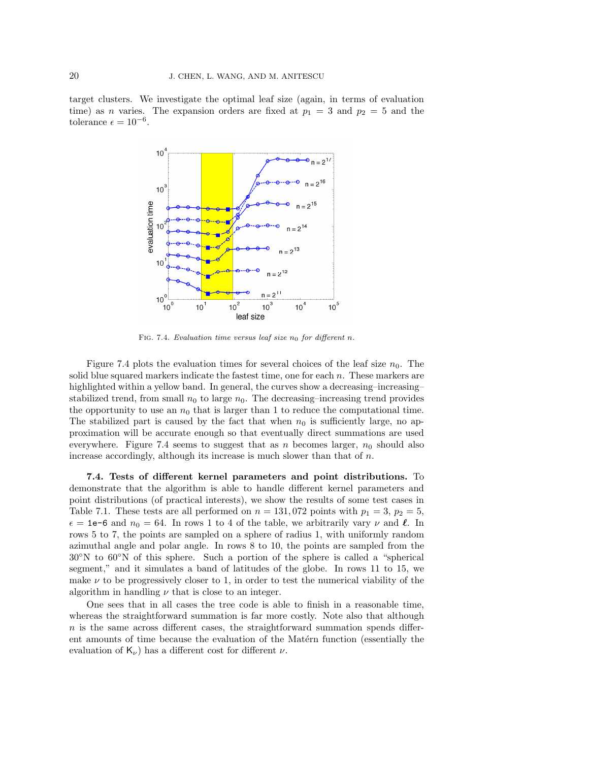target clusters. We investigate the optimal leaf size (again, in terms of evaluation time) as $n$ varies. The expansion orders are fixed at $p_1 = 3$ and $p_2 = 5$ and the tolerance $\epsilon = 10^{-6}$.

Fig. 7.4. *Evaluation time versus leaf size $n_0$ for different $n$.*

Figure 7.4 plots the evaluation times for several choices of the leaf size $n_0$. The solid blue squared markers indicate the fastest time, one for each $n$. These markers are highlighted within a yellow band. In general, the curves show a decreasing–increasing–stabilized trend, from small $n_0$ to large $n_0$. The decreasing–increasing trend provides the opportunity to use an $n_0$ that is larger than 1 to reduce the computational time. The stabilized part is caused by the fact that when $n_0$ is sufficiently large, no approximation will be accurate enough so that eventually direct summations are used everywhere. Figure 7.4 seems to suggest that as $n$ becomes larger, $n_0$ should also increase accordingly, although its increase is much slower than that of $n$.

**7.4. Tests of different kernel parameters and point distributions.** To demonstrate that the algorithm is able to handle different kernel parameters and point distributions (of practical interests), we show the results of some test cases in Table 7.1. These tests are all performed on $n = 131,072$ points with $p_1 = 3$, $p_2 = 5$, $\epsilon =$ `1e-6` and $n_0 = 64$. In rows 1 to 4 of the table, we arbitrarily vary $\nu$ and $\boldsymbol{\ell}$. In rows 5 to 7, the points are sampled on a sphere of radius 1, with uniformly random azimuthal angle and polar angle. In rows 8 to 10, the points are sampled from the 30°N to 60°N of this sphere. Such a portion of the sphere is called a "spherical segment," and it simulates a band of latitudes of the globe. In rows 11 to 15, we make $\nu$ to be progressively closer to 1, in order to test the numerical viability of the algorithm in handling $\nu$ that is close to an integer.

One sees that in all cases the tree code is able to finish in a reasonable time, whereas the straightforward summation is far more costly. Note also that although $n$ is the same across different cases, the straightforward summation spends different amounts of time because the evaluation of the Matérn function (essentially the evaluation of $\mathsf{K}_\nu$) has a different cost for different $\nu$.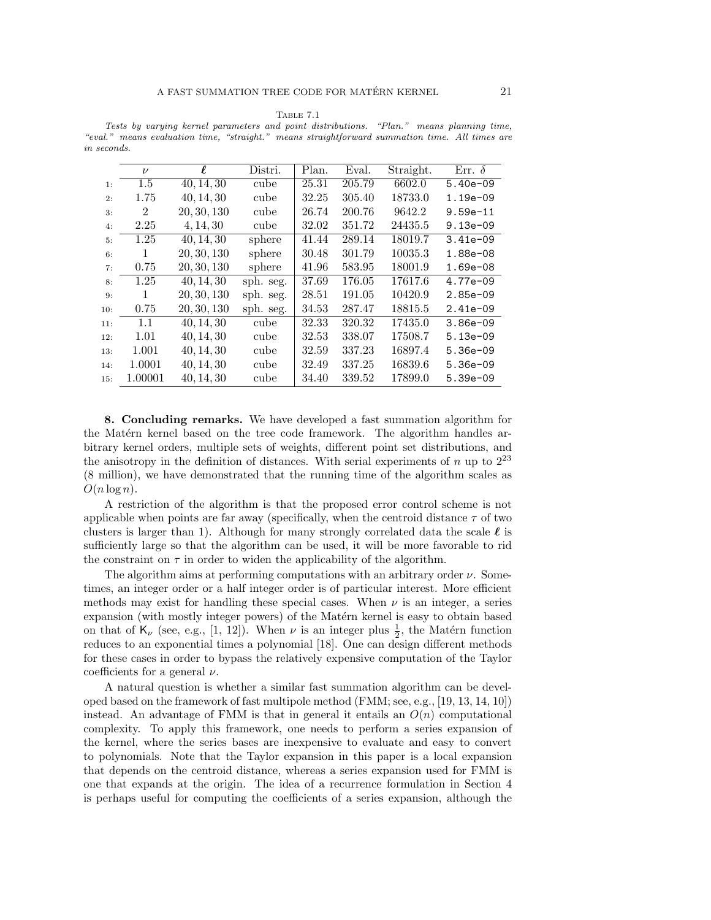Table 7.1

*Tests by varying kernel parameters and point distributions. "Plan." means planning time, "eval." means evaluation time, "straight." means straightforward summation time. All times are in seconds.*

| | $\nu$ | $\boldsymbol{\ell}$ | Distri. | Plan. | Eval. | Straight. | Err. $\delta$ |
|---|---|---|---|---|---|---|---|
| 1: | 1.5 | 40, 14, 30 | cube | 25.31 | 205.79 | 6602.0 | 5.40e-09 |
| 2: | 1.75 | 40, 14, 30 | cube | 32.25 | 305.40 | 18733.0 | 1.19e-09 |
| 3: | 2 | 20, 30, 130 | cube | 26.74 | 200.76 | 9642.2 | 9.59e-11 |
| 4: | 2.25 | 4, 14, 30 | cube | 32.02 | 351.72 | 24435.5 | 9.13e-09 |
| 5: | 1.25 | 40, 14, 30 | sphere | 41.44 | 289.14 | 18019.7 | 3.41e-09 |
| 6: | 1 | 20, 30, 130 | sphere | 30.48 | 301.79 | 10035.3 | 1.88e-08 |
| 7: | 0.75 | 20, 30, 130 | sphere | 41.96 | 583.95 | 18001.9 | 1.69e-08 |
| 8: | 1.25 | 40, 14, 30 | sph. seg. | 37.69 | 176.05 | 17617.6 | 4.77e-09 |
| 9: | 1 | 20, 30, 130 | sph. seg. | 28.51 | 191.05 | 10420.9 | 2.85e-09 |
| 10: | 0.75 | 20, 30, 130 | sph. seg. | 34.53 | 287.47 | 18815.5 | 2.41e-09 |
| 11: | 1.1 | 40, 14, 30 | cube | 32.33 | 320.32 | 17435.0 | 3.86e-09 |
| 12: | 1.01 | 40, 14, 30 | cube | 32.53 | 338.07 | 17508.7 | 5.13e-09 |
| 13: | 1.001 | 40, 14, 30 | cube | 32.59 | 337.23 | 16897.4 | 5.36e-09 |
| 14: | 1.0001 | 40, 14, 30 | cube | 32.49 | 337.25 | 16839.6 | 5.36e-09 |
| 15: | 1.00001 | 40, 14, 30 | cube | 34.40 | 339.52 | 17899.0 | 5.39e-09 |

## 8. Concluding remarks.

We have developed a fast summation algorithm for the Matérn kernel based on the tree code framework. The algorithm handles arbitrary kernel orders, multiple sets of weights, different point set distributions, and the anisotropy in the definition of distances. With serial experiments of $n$ up to $2^{23}$ (8 million), we have demonstrated that the running time of the algorithm scales as $O(n \log n)$.

A restriction of the algorithm is that the proposed error control scheme is not applicable when points are far away (specifically, when the centroid distance $\tau$ of two clusters is larger than 1). Although for many strongly correlated data the scale $\boldsymbol{\ell}$ is sufficiently large so that the algorithm can be used, it will be more favorable to rid the constraint on $\tau$ in order to widen the applicability of the algorithm.

The algorithm aims at performing computations with an arbitrary order $\nu$. Sometimes, an integer order or a half integer order is of particular interest. More efficient methods may exist for handling these special cases. When $\nu$ is an integer, a series expansion (with mostly integer powers) of the Matérn kernel is easy to obtain based on that of $\mathsf{K}_\nu$ (see, e.g., [1, 12]). When $\nu$ is an integer plus $\frac{1}{2}$, the Matérn function reduces to an exponential times a polynomial [18]. One can design different methods for these cases in order to bypass the relatively expensive computation of the Taylor coefficients for a general $\nu$.

A natural question is whether a similar fast summation algorithm can be developed based on the framework of fast multipole method (FMM; see, e.g., [19, 13, 14, 10]) instead. An advantage of FMM is that in general it entails an $O(n)$ computational complexity. To apply this framework, one needs to perform a series expansion of the kernel, where the series bases are inexpensive to evaluate and easy to convert to polynomials. Note that the Taylor expansion in this paper is a local expansion that depends on the centroid distance, whereas a series expansion used for FMM is one that expands at the origin. The idea of a recurrence formulation in Section 4 is perhaps useful for computing the coefficients of a series expansion, although the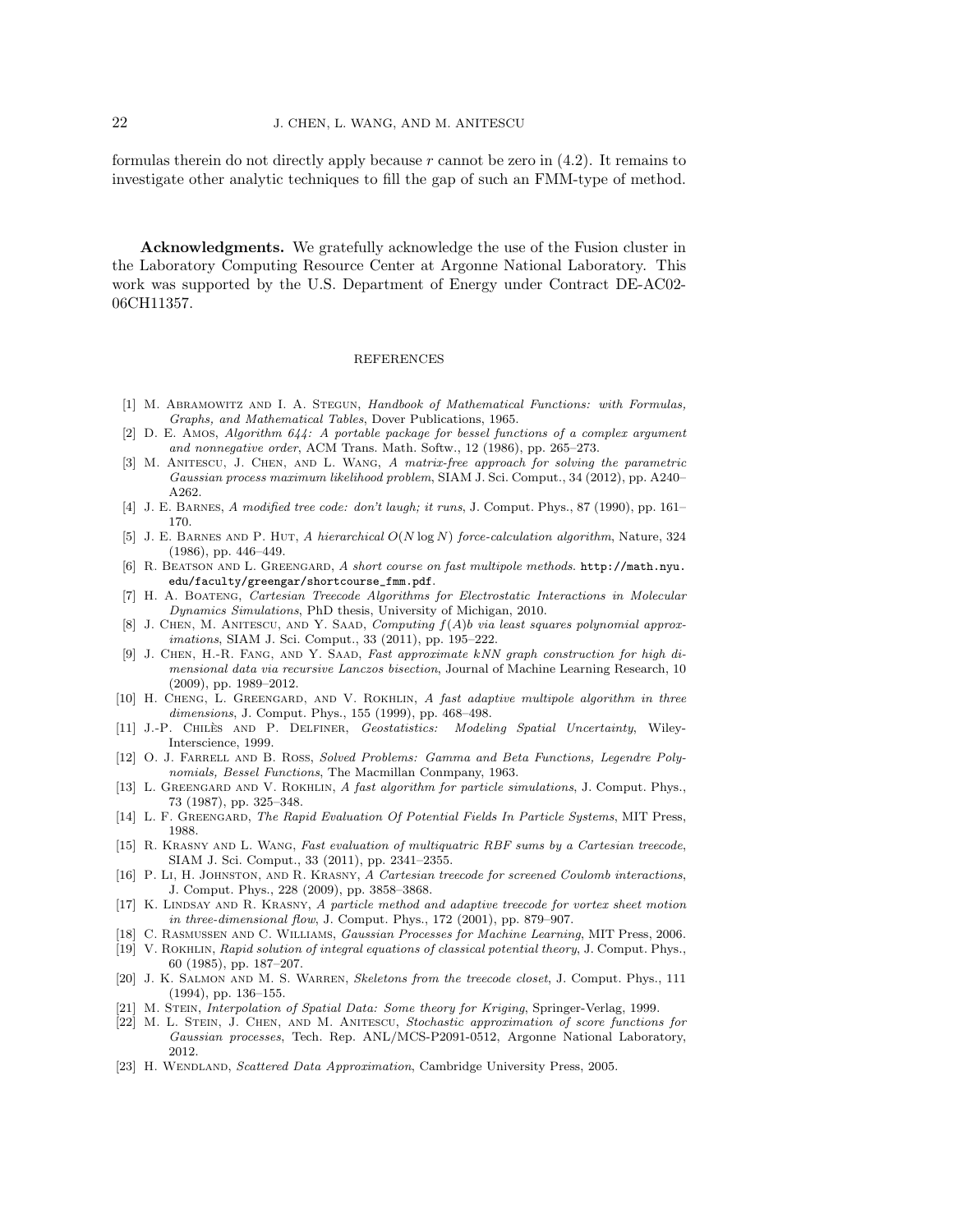formulas therein do not directly apply because $r$ cannot be zero in (4.2). It remains to investigate other analytic techniques to fill the gap of such an FMM-type of method.

**Acknowledgments.** We gratefully acknowledge the use of the Fusion cluster in the Laboratory Computing Resource Center at Argonne National Laboratory. This work was supported by the U.S. Department of Energy under Contract DE-AC02-06CH11357.

## REFERENCES

[1] M. Abramowitz and I. A. Stegun, *Handbook of Mathematical Functions: with Formulas, Graphs, and Mathematical Tables*, Dover Publications, 1965.

[2] D. E. Amos, *Algorithm 644: A portable package for bessel functions of a complex argument and nonnegative order*, ACM Trans. Math. Softw., 12 (1986), pp. 265–273.

[3] M. Anitescu, J. Chen, and L. Wang, *A matrix-free approach for solving the parametric Gaussian process maximum likelihood problem*, SIAM J. Sci. Comput., 34 (2012), pp. A240–A262.

[4] J. E. Barnes, *A modified tree code: don't laugh; it runs*, J. Comput. Phys., 87 (1990), pp. 161–170.

[5] J. E. Barnes and P. Hut, *A hierarchical $O(N \log N)$ force-calculation algorithm*, Nature, 324 (1986), pp. 446–449.

[6] R. Beatson and L. Greengard, *A short course on fast multipole methods*. `http://math.nyu.edu/faculty/greengar/shortcourse_fmm.pdf`.

[7] H. A. Boateng, *Cartesian Treecode Algorithms for Electrostatic Interactions in Molecular Dynamics Simulations*, PhD thesis, University of Michigan, 2010.

[8] J. Chen, M. Anitescu, and Y. Saad, *Computing $f(A)b$ via least squares polynomial approximations*, SIAM J. Sci. Comput., 33 (2011), pp. 195–222.

[9] J. Chen, H.-R. Fang, and Y. Saad, *Fast approximate kNN graph construction for high dimensional data via recursive Lanczos bisection*, Journal of Machine Learning Research, 10 (2009), pp. 1989–2012.

[10] H. Cheng, L. Greengard, and V. Rokhlin, *A fast adaptive multipole algorithm in three dimensions*, J. Comput. Phys., 155 (1999), pp. 468–498.

[11] J.-P. Chilès and P. Delfiner, *Geostatistics: Modeling Spatial Uncertainty*, Wiley-Interscience, 1999.

[12] O. J. Farrell and B. Ross, *Solved Problems: Gamma and Beta Functions, Legendre Polynomials, Bessel Functions*, The Macmillan Conmpany, 1963.

[13] L. Greengard and V. Rokhlin, *A fast algorithm for particle simulations*, J. Comput. Phys., 73 (1987), pp. 325–348.

[14] L. F. Greengard, *The Rapid Evaluation Of Potential Fields In Particle Systems*, MIT Press, 1988.

[15] R. Krasny and L. Wang, *Fast evaluation of multiquatric RBF sums by a Cartesian treecode*, SIAM J. Sci. Comput., 33 (2011), pp. 2341–2355.

[16] P. Li, H. Johnston, and R. Krasny, *A Cartesian treecode for screened Coulomb interactions*, J. Comput. Phys., 228 (2009), pp. 3858–3868.

[17] K. Lindsay and R. Krasny, *A particle method and adaptive treecode for vortex sheet motion in three-dimensional flow*, J. Comput. Phys., 172 (2001), pp. 879–907.

[18] C. Rasmussen and C. Williams, *Gaussian Processes for Machine Learning*, MIT Press, 2006.

[19] V. Rokhlin, *Rapid solution of integral equations of classical potential theory*, J. Comput. Phys., 60 (1985), pp. 187–207.

[20] J. K. Salmon and M. S. Warren, *Skeletons from the treecode closet*, J. Comput. Phys., 111 (1994), pp. 136–155.

[21] M. Stein, *Interpolation of Spatial Data: Some theory for Kriging*, Springer-Verlag, 1999.

[22] M. L. Stein, J. Chen, and M. Anitescu, *Stochastic approximation of score functions for Gaussian processes*, Tech. Rep. ANL/MCS-P2091-0512, Argonne National Laboratory, 2012.

[23] H. Wendland, *Scattered Data Approximation*, Cambridge University Press, 2005.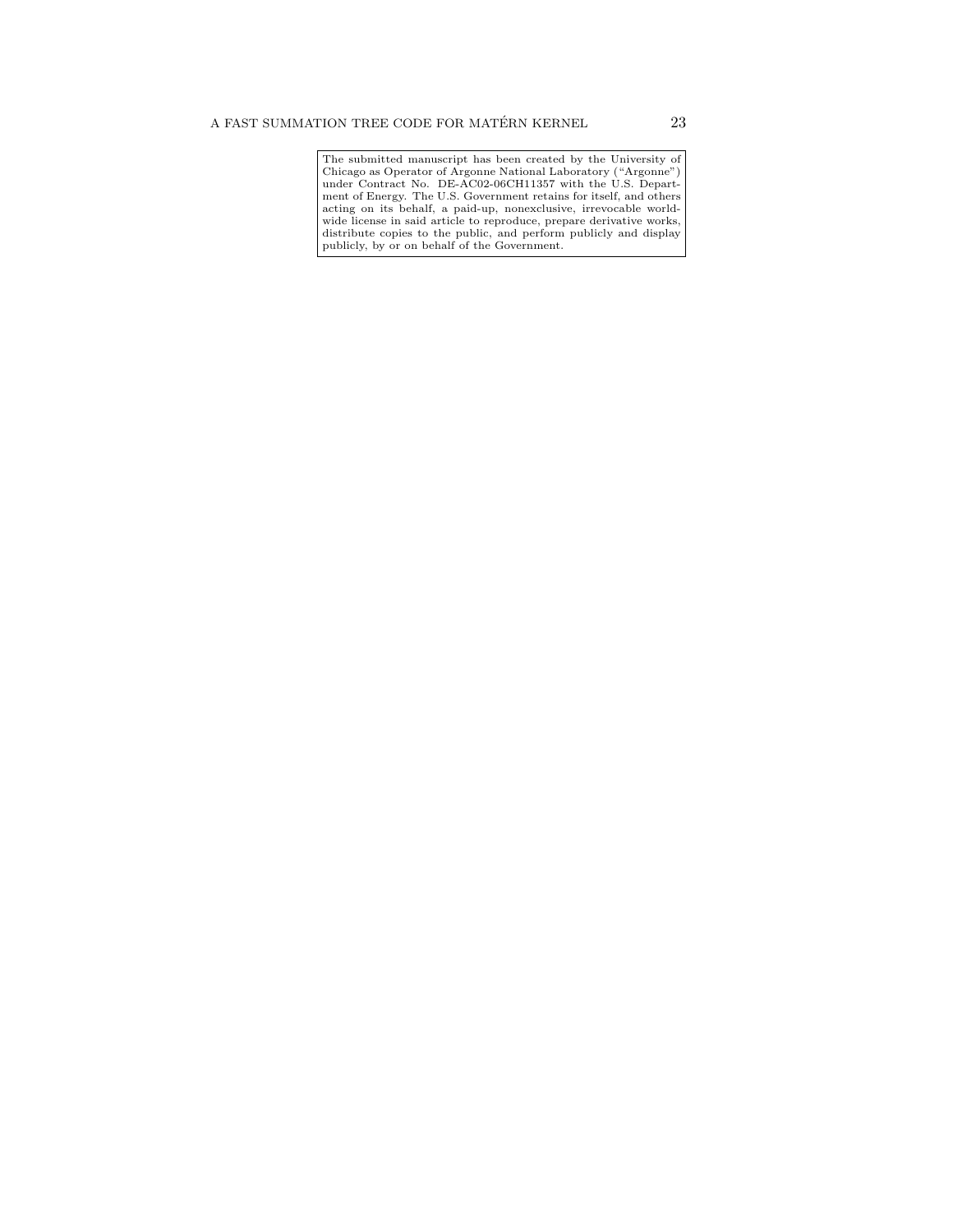The submitted manuscript has been created by the University of Chicago as Operator of Argonne National Laboratory ("Argonne") under Contract No. DE-AC02-06CH11357 with the U.S. Department of Energy. The U.S. Government retains for itself, and others acting on its behalf, a paid-up, nonexclusive, irrevocable worldwide license in said article to reproduce, prepare derivative works, distribute copies to the public, and perform publicly and display publicly, by or on behalf of the Government.